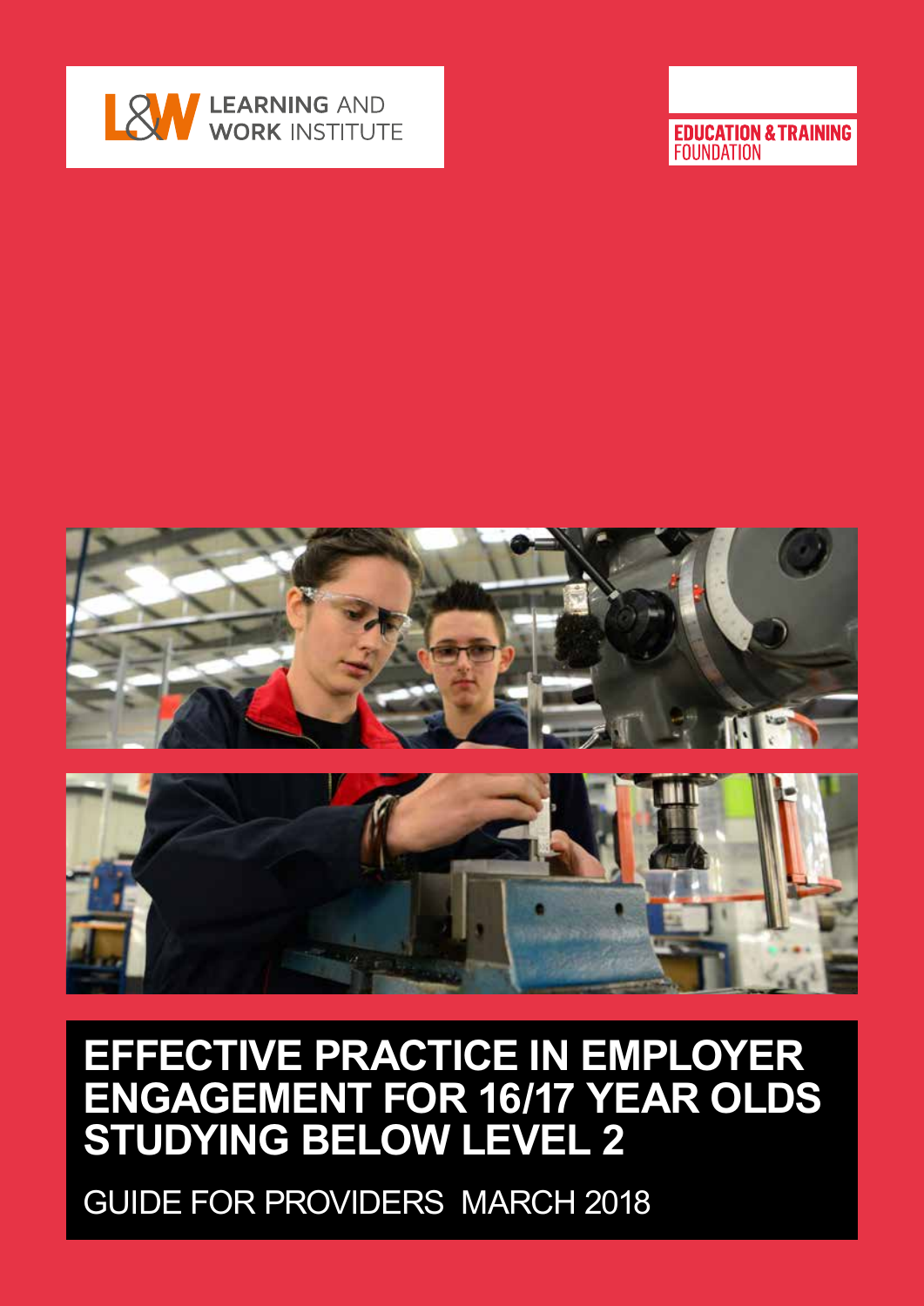LEARNING AND WORK INSTITUTE

EDUCATION & TRAINING FOUNDATION

# EFFECTIVE PRACTICE IN EMPLOYER ENGAGEMENT FOR 16/17 YEAR OLDS STUDYING BELOW LEVEL 2

GUIDE FOR PROVIDERS MARCH 2018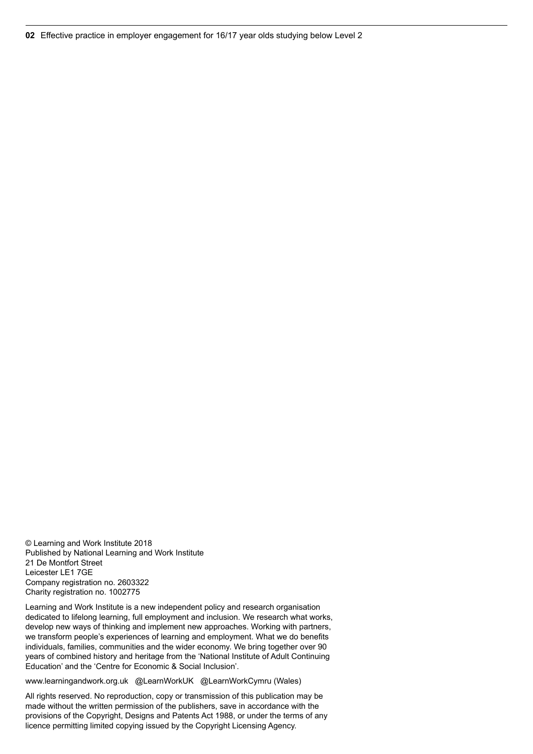© Learning and Work Institute 2018
Published by National Learning and Work Institute
21 De Montfort Street
Leicester LE1 7GE
Company registration no. 2603322
Charity registration no. 1002775

Learning and Work Institute is a new independent policy and research organisation dedicated to lifelong learning, full employment and inclusion. We research what works, develop new ways of thinking and implement new approaches. Working with partners, we transform people's experiences of learning and employment. What we do benefits individuals, families, communities and the wider economy. We bring together over 90 years of combined history and heritage from the 'National Institute of Adult Continuing Education' and the 'Centre for Economic & Social Inclusion'.

www.learningandwork.org.uk @LearnWorkUK @LearnWorkCymru (Wales)

All rights reserved. No reproduction, copy or transmission of this publication may be made without the written permission of the publishers, save in accordance with the provisions of the Copyright, Designs and Patents Act 1988, or under the terms of any licence permitting limited copying issued by the Copyright Licensing Agency.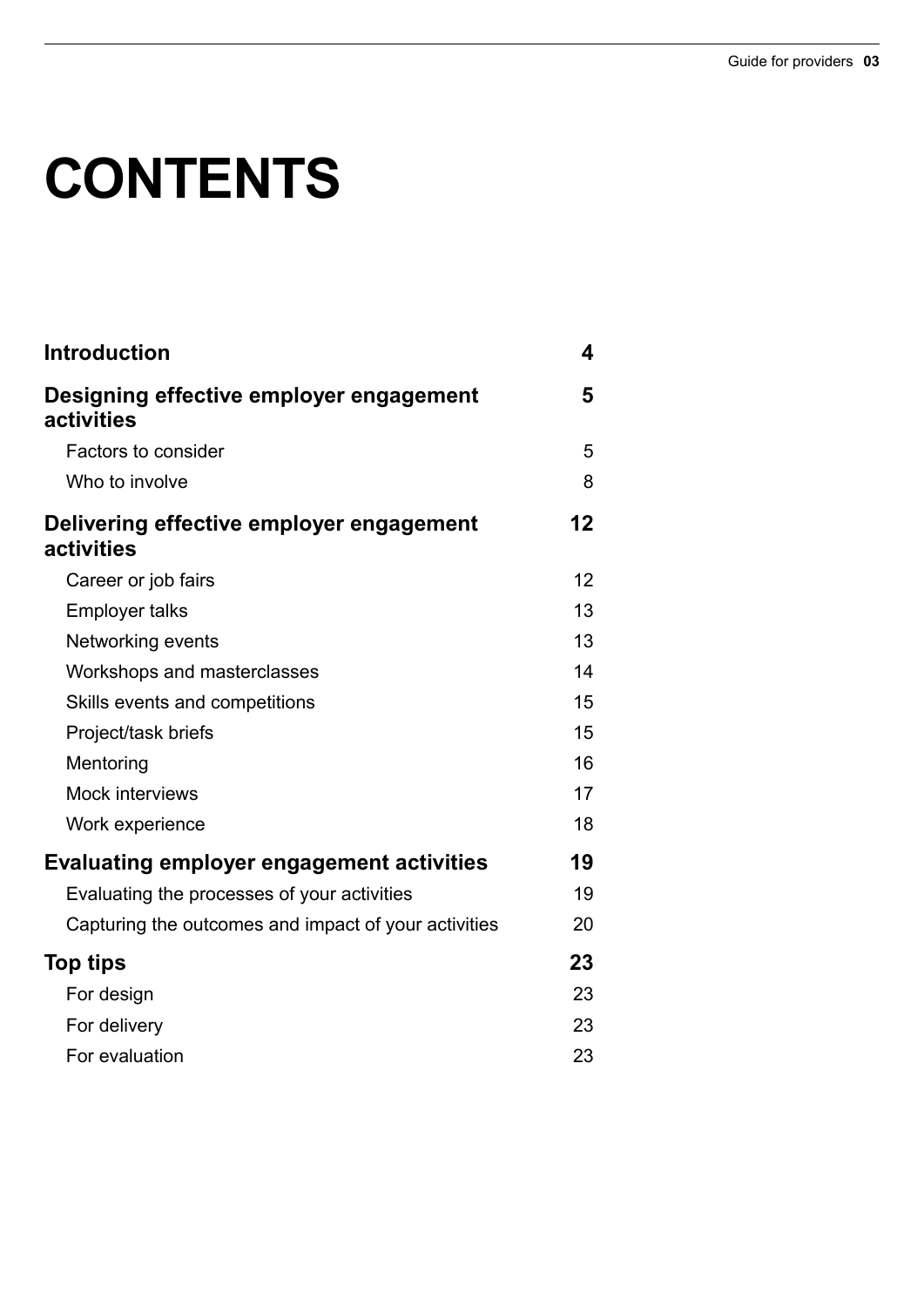# CONTENTS

| | |
|---|---|
| **Introduction** | **4** |
| **Designing effective employer engagement activities** | **5** |
| Factors to consider | 5 |
| Who to involve | 8 |
| **Delivering effective employer engagement activities** | **12** |
| Career or job fairs | 12 |
| Employer talks | 13 |
| Networking events | 13 |
| Workshops and masterclasses | 14 |
| Skills events and competitions | 15 |
| Project/task briefs | 15 |
| Mentoring | 16 |
| Mock interviews | 17 |
| Work experience | 18 |
| **Evaluating employer engagement activities** | **19** |
| Evaluating the processes of your activities | 19 |
| Capturing the outcomes and impact of your activities | 20 |
| **Top tips** | **23** |
| For design | 23 |
| For delivery | 23 |
| For evaluation | 23 |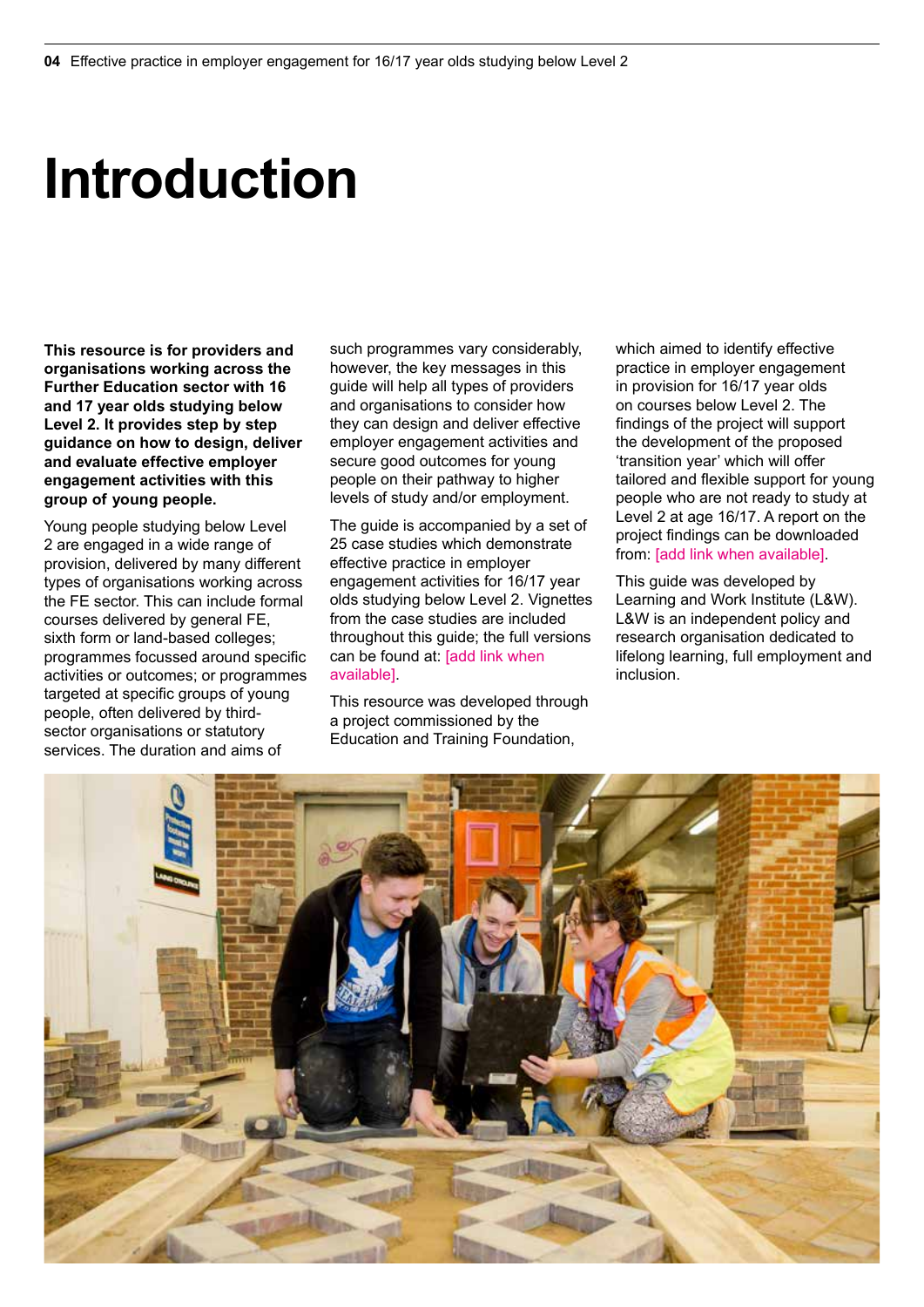// Introduction

**This resource is for providers and organisations working across the Further Education sector with 16 and 17 year olds studying below Level 2. It provides step by step guidance on how to design, deliver and evaluate effective employer engagement activities with this group of young people.**

Young people studying below Level 2 are engaged in a wide range of provision, delivered by many different types of organisations working across the FE sector. This can include formal courses delivered by general FE, sixth form or land-based colleges; programmes focussed around specific activities or outcomes; or programmes targeted at specific groups of young people, often delivered by third-sector organisations or statutory services. The duration and aims of such programmes vary considerably, however, the key messages in this guide will help all types of providers and organisations to consider how they can design and deliver effective employer engagement activities and secure good outcomes for young people on their pathway to higher levels of study and/or employment.

The guide is accompanied by a set of 25 case studies which demonstrate effective practice in employer engagement activities for 16/17 year olds studying below Level 2. Vignettes from the case studies are included throughout this guide; the full versions can be found at: [add link when available].

This resource was developed through a project commissioned by the Education and Training Foundation, which aimed to identify effective practice in employer engagement in provision for 16/17 year olds on courses below Level 2. The findings of the project will support the development of the proposed 'transition year' which will offer tailored and flexible support for young people who are not ready to study at Level 2 at age 16/17. A report on the project findings can be downloaded from: [add link when available].

This guide was developed by Learning and Work Institute (L&W). L&W is an independent policy and research organisation dedicated to lifelong learning, full employment and inclusion.

# Introduction

**This resource is for providers and organisations working across the Further Education sector with 16 and 17 year olds studying below Level 2. It provides step by step guidance on how to design, deliver and evaluate effective employer engagement activities with this group of young people.**

Young people studying below Level 2 are engaged in a wide range of provision, delivered by many different types of organisations working across the FE sector. This can include formal courses delivered by general FE, sixth form or land-based colleges; programmes focussed around specific activities or outcomes; or programmes targeted at specific groups of young people, often delivered by third-sector organisations or statutory services. The duration and aims of such programmes vary considerably, however, the key messages in this guide will help all types of providers and organisations to consider how they can design and deliver effective employer engagement activities and secure good outcomes for young people on their pathway to higher levels of study and/or employment.

The guide is accompanied by a set of 25 case studies which demonstrate effective practice in employer engagement activities for 16/17 year olds studying below Level 2. Vignettes from the case studies are included throughout this guide; the full versions can be found at: [add link when available].

This resource was developed through a project commissioned by the Education and Training Foundation, which aimed to identify effective practice in employer engagement in provision for 16/17 year olds on courses below Level 2. The findings of the project will support the development of the proposed 'transition year' which will offer tailored and flexible support for young people who are not ready to study at Level 2 at age 16/17. A report on the project findings can be downloaded from: [add link when available].

This guide was developed by Learning and Work Institute (L&W). L&W is an independent policy and research organisation dedicated to lifelong learning, full employment and inclusion.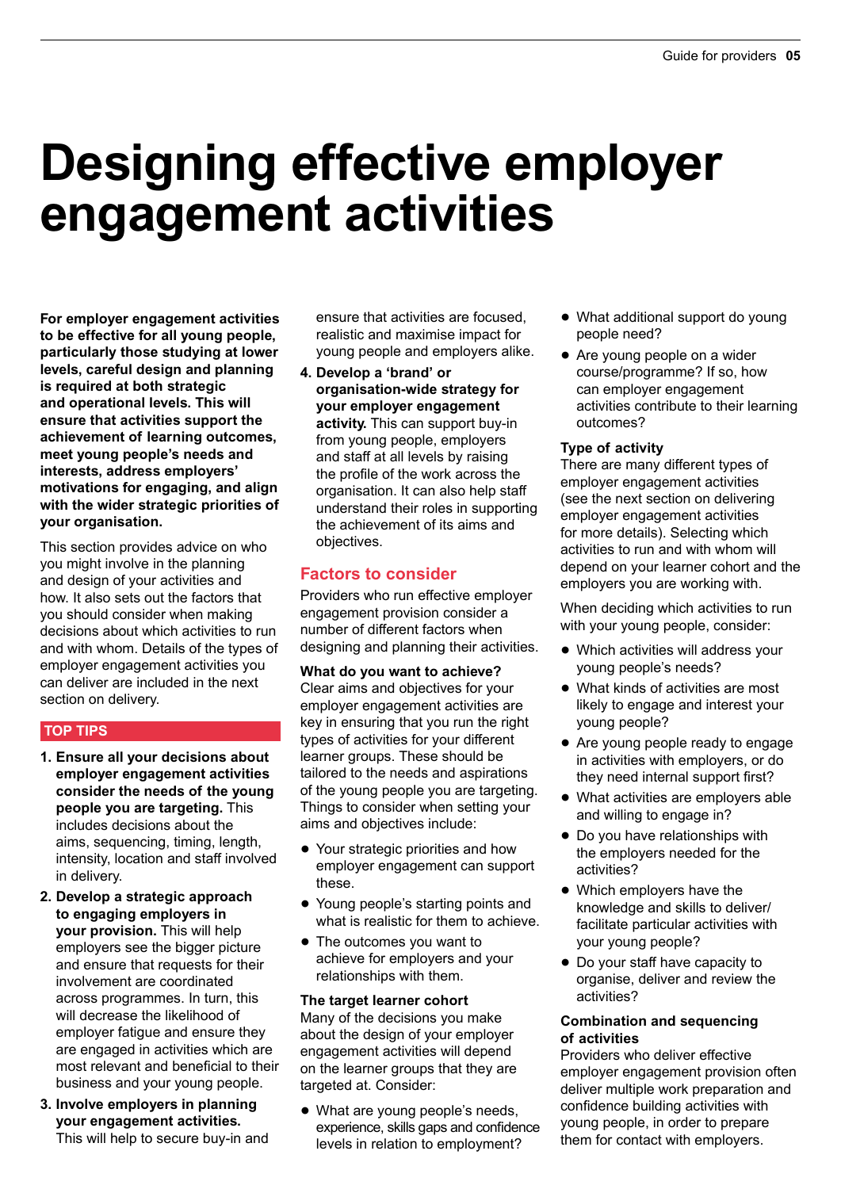# Designing effective employer engagement activities

**For employer engagement activities to be effective for all young people, particularly those studying at lower levels, careful design and planning is required at both strategic and operational levels. This will ensure that activities support the achievement of learning outcomes, meet young people's needs and interests, address employers' motivations for engaging, and align with the wider strategic priorities of your organisation.**

This section provides advice on who you might involve in the planning and design of your activities and how. It also sets out the factors that you should consider when making decisions about which activities to run and with whom. Details of the types of employer engagement activities you can deliver are included in the next section on delivery.

## TOP TIPS

1. **Ensure all your decisions about employer engagement activities consider the needs of the young people you are targeting.** This includes decisions about the aims, sequencing, timing, length, intensity, location and staff involved in delivery.
2. **Develop a strategic approach to engaging employers in your provision.** This will help employers see the bigger picture and ensure that requests for their involvement are coordinated across programmes. In turn, this will decrease the likelihood of employer fatigue and ensure they are engaged in activities which are most relevant and beneficial to their business and your young people.
3. **Involve employers in planning your engagement activities.** This will help to secure buy-in and ensure that activities are focused, realistic and maximise impact for young people and employers alike.
4. **Develop a 'brand' or organisation-wide strategy for your employer engagement activity.** This can support buy-in from young people, employers and staff at all levels by raising the profile of the work across the organisation. It can also help staff understand their roles in supporting the achievement of its aims and objectives.

## Factors to consider

Providers who run effective employer engagement provision consider a number of different factors when designing and planning their activities.

### What do you want to achieve?

Clear aims and objectives for your employer engagement activities are key in ensuring that you run the right types of activities for your different learner groups. These should be tailored to the needs and aspirations of the young people you are targeting. Things to consider when setting your aims and objectives include:

- Your strategic priorities and how employer engagement can support these.
- Young people's starting points and what is realistic for them to achieve.
- The outcomes you want to achieve for employers and your relationships with them.

### The target learner cohort

Many of the decisions you make about the design of your employer engagement activities will depend on the learner groups that they are targeted at. Consider:

- What are young people's needs, experience, skills gaps and confidence levels in relation to employment?
- What additional support do young people need?
- Are young people on a wider course/programme? If so, how can employer engagement activities contribute to their learning outcomes?

### Type of activity

There are many different types of employer engagement activities (see the next section on delivering employer engagement activities for more details). Selecting which activities to run and with whom will depend on your learner cohort and the employers you are working with.

When deciding which activities to run with your young people, consider:

- Which activities will address your young people's needs?
- What kinds of activities are most likely to engage and interest your young people?
- Are young people ready to engage in activities with employers, or do they need internal support first?
- What activities are employers able and willing to engage in?
- Do you have relationships with the employers needed for the activities?
- Which employers have the knowledge and skills to deliver/facilitate particular activities with your young people?
- Do your staff have capacity to organise, deliver and review the activities?

### Combination and sequencing of activities

Providers who deliver effective employer engagement provision often deliver multiple work preparation and confidence building activities with young people, in order to prepare them for contact with employers.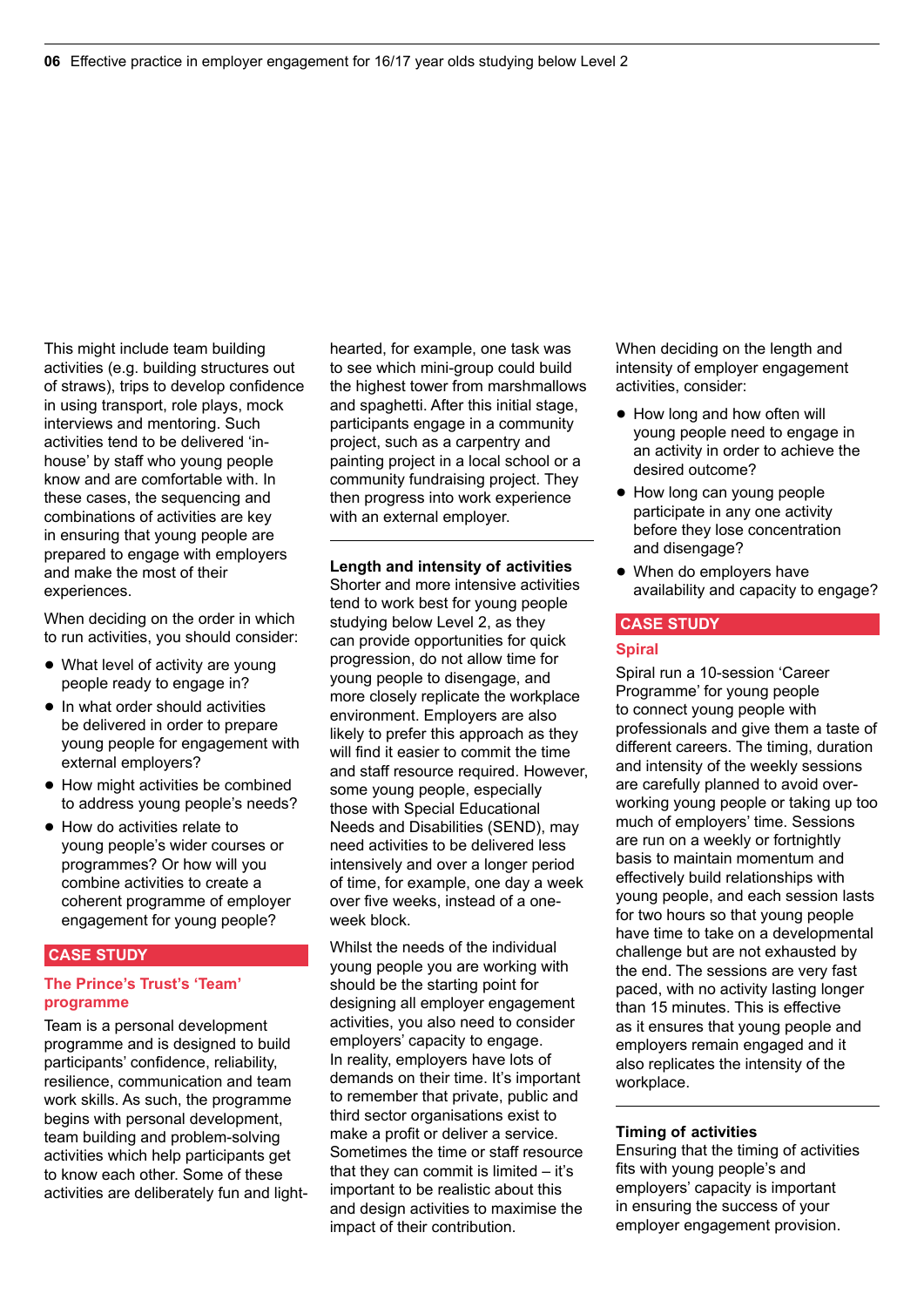This might include team building activities (e.g. building structures out of straws), trips to develop confidence in using transport, role plays, mock interviews and mentoring. Such activities tend to be delivered 'in-house' by staff who young people know and are comfortable with. In these cases, the sequencing and combinations of activities are key in ensuring that young people are prepared to engage with employers and make the most of their experiences.

When deciding on the order in which to run activities, you should consider:

- What level of activity are young people ready to engage in?
- In what order should activities be delivered in order to prepare young people for engagement with external employers?
- How might activities be combined to address young people's needs?
- How do activities relate to young people's wider courses or programmes? Or how will you combine activities to create a coherent programme of employer engagement for young people?

**CASE STUDY**

**The Prince's Trust's 'Team' programme**

Team is a personal development programme and is designed to build participants' confidence, reliability, resilience, communication and team work skills. As such, the programme begins with personal development, team building and problem-solving activities which help participants get to know each other. Some of these activities are deliberately fun and light-hearted, for example, one task was to see which mini-group could build the highest tower from marshmallows and spaghetti. After this initial stage, participants engage in a community project, such as a carpentry and painting project in a local school or a community fundraising project. They then progress into work experience with an external employer.

### Length and intensity of activities

Shorter and more intensive activities tend to work best for young people studying below Level 2, as they can provide opportunities for quick progression, do not allow time for young people to disengage, and more closely replicate the workplace environment. Employers are also likely to prefer this approach as they will find it easier to commit the time and staff resource required. However, some young people, especially those with Special Educational Needs and Disabilities (SEND), may need activities to be delivered less intensively and over a longer period of time, for example, one day a week over five weeks, instead of a one-week block.

Whilst the needs of the individual young people you are working with should be the starting point for designing all employer engagement activities, you also need to consider employers' capacity to engage. In reality, employers have lots of demands on their time. It's important to remember that private, public and third sector organisations exist to make a profit or deliver a service. Sometimes the time or staff resource that they can commit is limited – it's important to be realistic about this and design activities to maximise the impact of their contribution.

When deciding on the length and intensity of employer engagement activities, consider:

- How long and how often will young people need to engage in an activity in order to achieve the desired outcome?
- How long can young people participate in any one activity before they lose concentration and disengage?
- When do employers have availability and capacity to engage?

**CASE STUDY**

**Spiral**

Spiral run a 10-session 'Career Programme' for young people to connect young people with professionals and give them a taste of different careers. The timing, duration and intensity of the weekly sessions are carefully planned to avoid over-working young people or taking up too much of employers' time. Sessions are run on a weekly or fortnightly basis to maintain momentum and effectively build relationships with young people, and each session lasts for two hours so that young people have time to take on a developmental challenge but are not exhausted by the end. The sessions are very fast paced, with no activity lasting longer than 15 minutes. This is effective as it ensures that young people and employers remain engaged and it also replicates the intensity of the workplace.

### Timing of activities

Ensuring that the timing of activities fits with young people's and employers' capacity is important in ensuring the success of your employer engagement provision.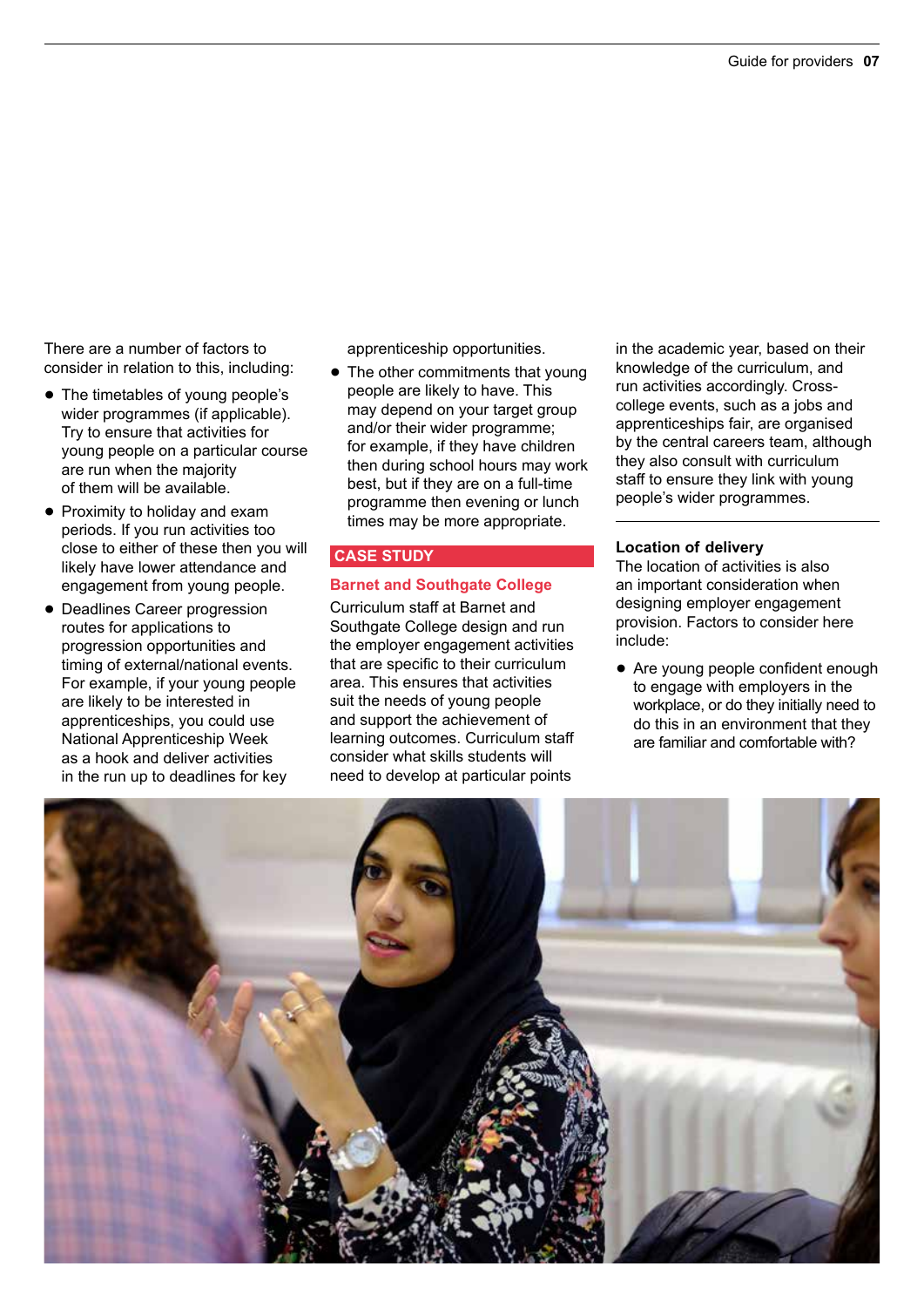There are a number of factors to consider in relation to this, including:

- The timetables of young people's wider programmes (if applicable). Try to ensure that activities for young people on a particular course are run when the majority of them will be available.
- Proximity to holiday and exam periods. If you run activities too close to either of these then you will likely have lower attendance and engagement from young people.
- Deadlines Career progression routes for applications to progression opportunities and timing of external/national events. For example, if your young people are likely to be interested in apprenticeships, you could use National Apprenticeship Week as a hook and deliver activities in the run up to deadlines for key apprenticeship opportunities.
- The other commitments that young people are likely to have. This may depend on your target group and/or their wider programme; for example, if they have children then during school hours may work best, but if they are on a full-time programme then evening or lunch times may be more appropriate.

**CASE STUDY**

**Barnet and Southgate College**

Curriculum staff at Barnet and Southgate College design and run the employer engagement activities that are specific to their curriculum area. This ensures that activities suit the needs of young people and support the achievement of learning outcomes. Curriculum staff consider what skills students will need to develop at particular points in the academic year, based on their knowledge of the curriculum, and run activities accordingly. Cross-college events, such as a jobs and apprenticeships fair, are organised by the central careers team, although they also consult with curriculum staff to ensure they link with young people's wider programmes.

### Location of delivery

The location of activities is also an important consideration when designing employer engagement provision. Factors to consider here include:

- Are young people confident enough to engage with employers in the workplace, or do they initially need to do this in an environment that they are familiar and comfortable with?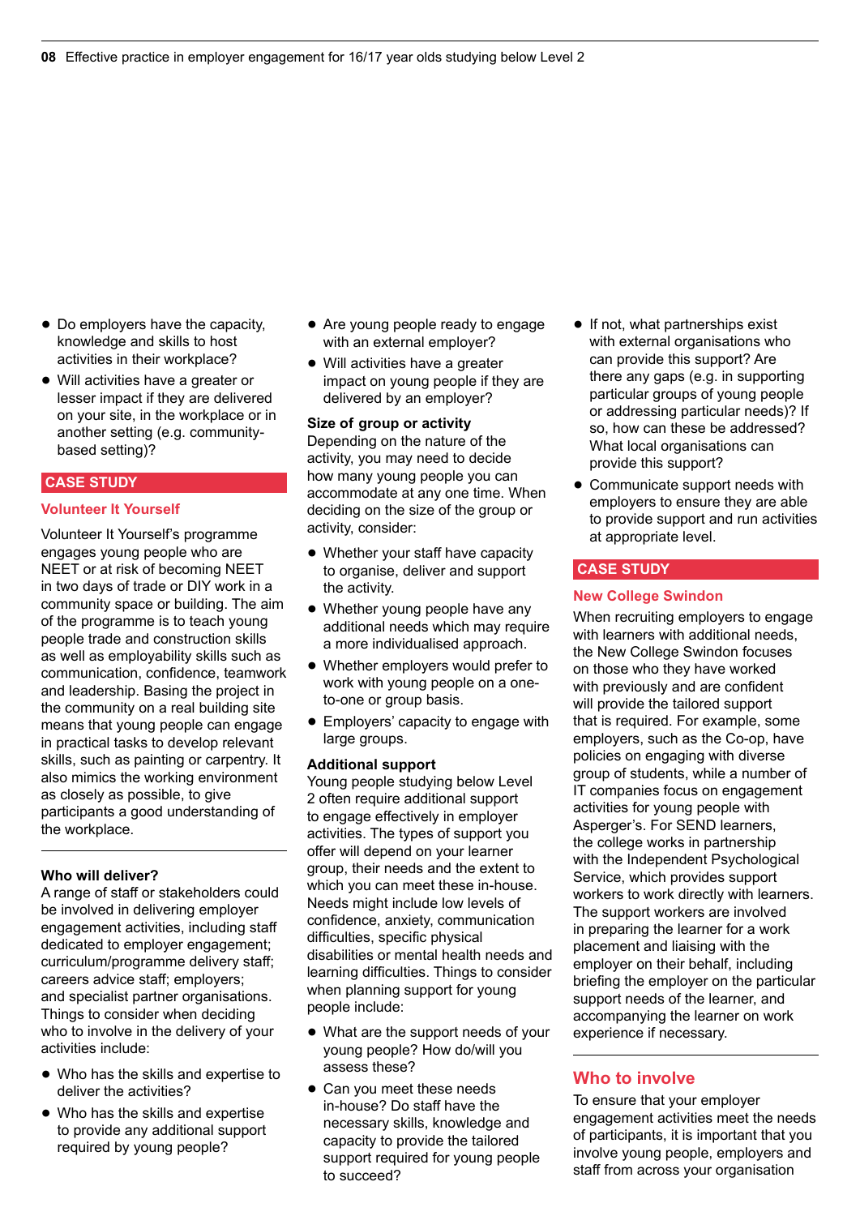- Do employers have the capacity, knowledge and skills to host activities in their workplace?
- Will activities have a greater or lesser impact if they are delivered on your site, in the workplace or in another setting (e.g. community-based setting)?

**CASE STUDY**

**Volunteer It Yourself**

Volunteer It Yourself's programme engages young people who are NEET or at risk of becoming NEET in two days of trade or DIY work in a community space or building. The aim of the programme is to teach young people trade and construction skills as well as employability skills such as communication, confidence, teamwork and leadership. Basing the project in the community on a real building site means that young people can engage in practical tasks to develop relevant skills, such as painting or carpentry. It also mimics the working environment as closely as possible, to give participants a good understanding of the workplace.

### Who will deliver?

A range of staff or stakeholders could be involved in delivering employer engagement activities, including staff dedicated to employer engagement; curriculum/programme delivery staff; careers advice staff; employers; and specialist partner organisations. Things to consider when deciding who to involve in the delivery of your activities include:

- Who has the skills and expertise to deliver the activities?
- Who has the skills and expertise to provide any additional support required by young people?
- Are young people ready to engage with an external employer?
- Will activities have a greater impact on young people if they are delivered by an employer?

### Size of group or activity

Depending on the nature of the activity, you may need to decide how many young people you can accommodate at any one time. When deciding on the size of the group or activity, consider:

- Whether your staff have capacity to organise, deliver and support the activity.
- Whether young people have any additional needs which may require a more individualised approach.
- Whether employers would prefer to work with young people on a one-to-one or group basis.
- Employers' capacity to engage with large groups.

### Additional support

Young people studying below Level 2 often require additional support to engage effectively in employer activities. The types of support you offer will depend on your learner group, their needs and the extent to which you can meet these in-house. Needs might include low levels of confidence, anxiety, communication difficulties, specific physical disabilities or mental health needs and learning difficulties. Things to consider when planning support for young people include:

- What are the support needs of your young people? How do/will you assess these?
- Can you meet these needs in-house? Do staff have the necessary skills, knowledge and capacity to provide the tailored support required for young people to succeed?
- If not, what partnerships exist with external organisations who can provide this support? Are there any gaps (e.g. in supporting particular groups of young people or addressing particular needs)? If so, how can these be addressed? What local organisations can provide this support?
- Communicate support needs with employers to ensure they are able to provide support and run activities at appropriate level.

**CASE STUDY**

**New College Swindon**

When recruiting employers to engage with learners with additional needs, the New College Swindon focuses on those who they have worked with previously and are confident will provide the tailored support that is required. For example, some employers, such as the Co-op, have policies on engaging with diverse group of students, while a number of IT companies focus on engagement activities for young people with Asperger's. For SEND learners, the college works in partnership with the Independent Psychological Service, which provides support workers to work directly with learners. The support workers are involved in preparing the learner for a work placement and liaising with the employer on their behalf, including briefing the employer on the particular support needs of the learner, and accompanying the learner on work experience if necessary.

## Who to involve

To ensure that your employer engagement activities meet the needs of participants, it is important that you involve young people, employers and staff from across your organisation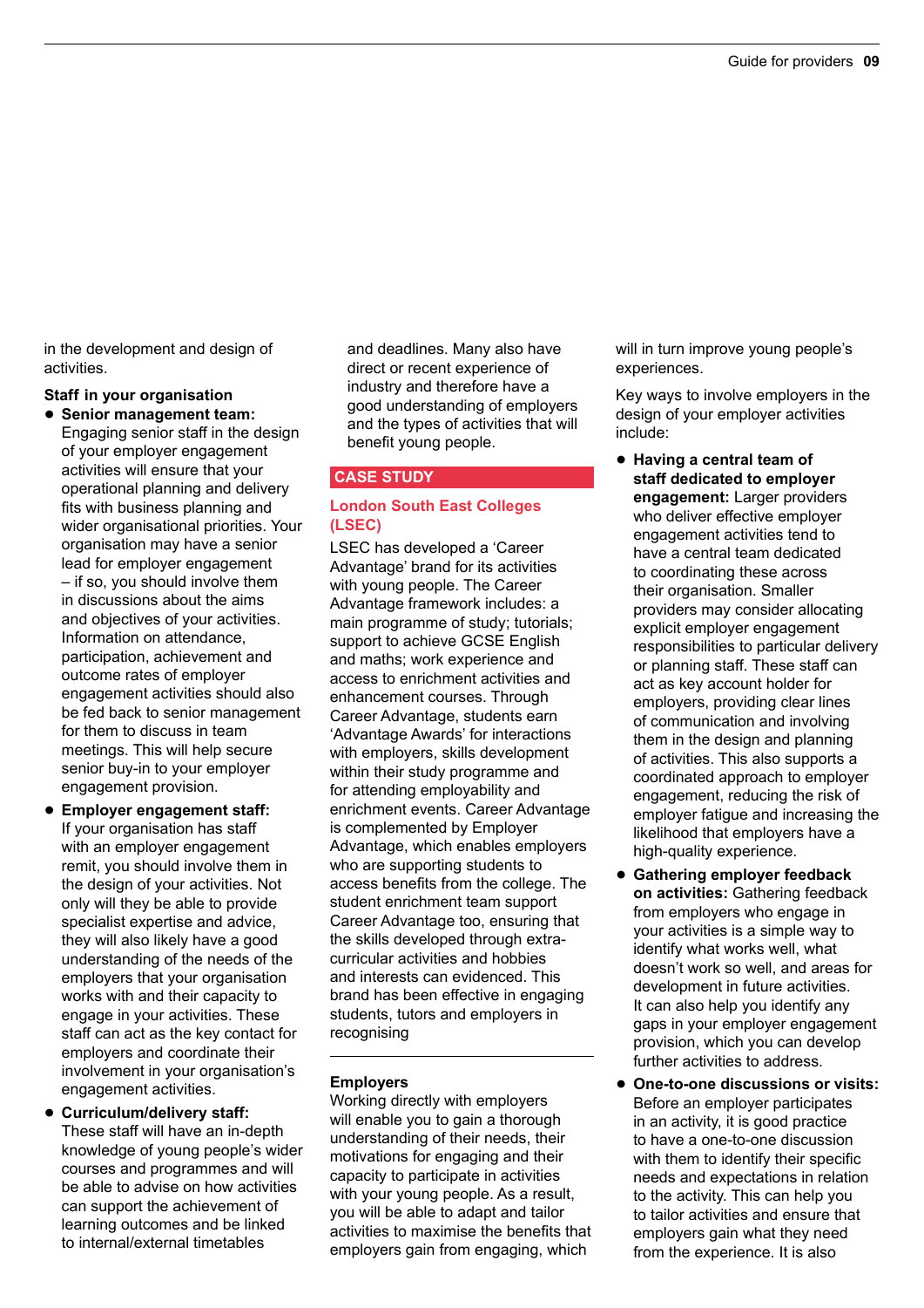in the development and design of activities.

**Staff in your organisation**

- **Senior management team:** Engaging senior staff in the design of your employer engagement activities will ensure that your operational planning and delivery fits with business planning and wider organisational priorities. Your organisation may have a senior lead for employer engagement – if so, you should involve them in discussions about the aims and objectives of your activities. Information on attendance, participation, achievement and outcome rates of employer engagement activities should also be fed back to senior management for them to discuss in team meetings. This will help secure senior buy-in to your employer engagement provision.
- **Employer engagement staff:** If your organisation has staff with an employer engagement remit, you should involve them in the design of your activities. Not only will they be able to provide specialist expertise and advice, they will also likely have a good understanding of the needs of the employers that your organisation works with and their capacity to engage in your activities. These staff can act as the key contact for employers and coordinate their involvement in your organisation's engagement activities.
- **Curriculum/delivery staff:** These staff will have an in-depth knowledge of young people's wider courses and programmes and will be able to advise on how activities can support the achievement of learning outcomes and be linked to internal/external timetables and deadlines. Many also have direct or recent experience of industry and therefore have a good understanding of employers and the types of activities that will benefit young people.

**CASE STUDY**

**London South East Colleges (LSEC)**

LSEC has developed a 'Career Advantage' brand for its activities with young people. The Career Advantage framework includes: a main programme of study; tutorials; support to achieve GCSE English and maths; work experience and access to enrichment activities and enhancement courses. Through Career Advantage, students earn 'Advantage Awards' for interactions with employers, skills development within their study programme and for attending employability and enrichment events. Career Advantage is complemented by Employer Advantage, which enables employers who are supporting students to access benefits from the college. The student enrichment team support Career Advantage too, ensuring that the skills developed through extra-curricular activities and hobbies and interests can evidenced. This brand has been effective in engaging students, tutors and employers in recognising

---

**Employers**

Working directly with employers will enable you to gain a thorough understanding of their needs, their motivations for engaging and their capacity to participate in activities with your young people. As a result, you will be able to adapt and tailor activities to maximise the benefits that employers gain from engaging, which will in turn improve young people's experiences.

Key ways to involve employers in the design of your employer activities include:

- **Having a central team of staff dedicated to employer engagement:** Larger providers who deliver effective employer engagement activities tend to have a central team dedicated to coordinating these across their organisation. Smaller providers may consider allocating explicit employer engagement responsibilities to particular delivery or planning staff. These staff can act as key account holder for employers, providing clear lines of communication and involving them in the design and planning of activities. This also supports a coordinated approach to employer engagement, reducing the risk of employer fatigue and increasing the likelihood that employers have a high-quality experience.
- **Gathering employer feedback on activities:** Gathering feedback from employers who engage in your activities is a simple way to identify what works well, what doesn't work so well, and areas for development in future activities. It can also help you identify any gaps in your employer engagement provision, which you can develop further activities to address.
- **One-to-one discussions or visits:** Before an employer participates in an activity, it is good practice to have a one-to-one discussion with them to identify their specific needs and expectations in relation to the activity. This can help you to tailor activities and ensure that employers gain what they need from the experience. It is also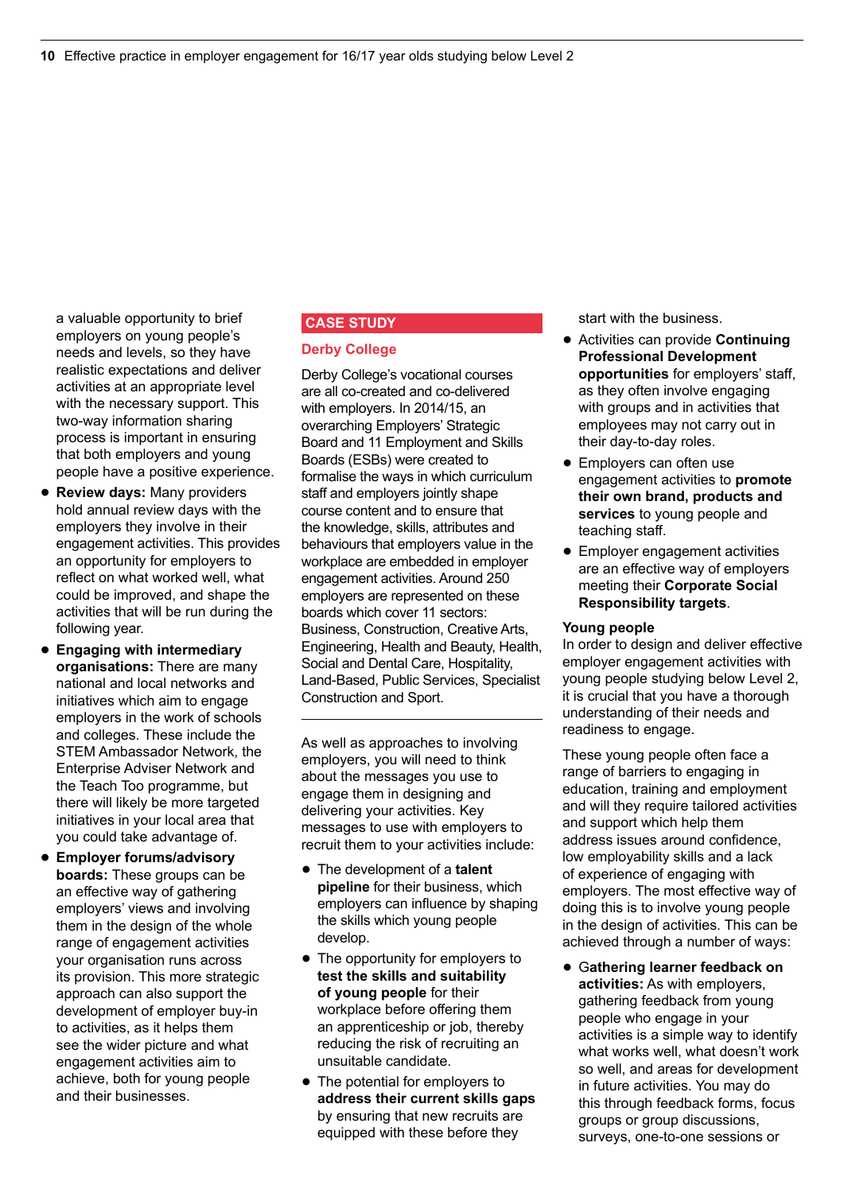a valuable opportunity to brief employers on young people's needs and levels, so they have realistic expectations and deliver activities at an appropriate level with the necessary support. This two-way information sharing process is important in ensuring that both employers and young people have a positive experience.

- **Review days:** Many providers hold annual review days with the employers they involve in their engagement activities. This provides an opportunity for employers to reflect on what worked well, what could be improved, and shape the activities that will be run during the following year.
- **Engaging with intermediary organisations:** There are many national and local networks and initiatives which aim to engage employers in the work of schools and colleges. These include the STEM Ambassador Network, the Enterprise Adviser Network and the Teach Too programme, but there will likely be more targeted initiatives in your local area that you could take advantage of.
- **Employer forums/advisory boards:** These groups can be an effective way of gathering employers' views and involving them in the design of the whole range of engagement activities your organisation runs across its provision. This more strategic approach can also support the development of employer buy-in to activities, as it helps them see the wider picture and what engagement activities aim to achieve, both for young people and their businesses.

**CASE STUDY**

**Derby College**

Derby College's vocational courses are all co-created and co-delivered with employers. In 2014/15, an overarching Employers' Strategic Board and 11 Employment and Skills Boards (ESBs) were created to formalise the ways in which curriculum staff and employers jointly shape course content and to ensure that the knowledge, skills, attributes and behaviours that employers value in the workplace are embedded in employer engagement activities. Around 250 employers are represented on these boards which cover 11 sectors: Business, Construction, Creative Arts, Engineering, Health and Beauty, Health, Social and Dental Care, Hospitality, Land-Based, Public Services, Specialist Construction and Sport.

---

As well as approaches to involving employers, you will need to think about the messages you use to engage them in designing and delivering your activities. Key messages to use with employers to recruit them to your activities include:

- The development of a **talent pipeline** for their business, which employers can influence by shaping the skills which young people develop.
- The opportunity for employers to **test the skills and suitability of young people** for their workplace before offering them an apprenticeship or job, thereby reducing the risk of recruiting an unsuitable candidate.
- The potential for employers to **address their current skills gaps** by ensuring that new recruits are equipped with these before they start with the business.
- Activities can provide **Continuing Professional Development opportunities** for employers' staff, as they often involve engaging with groups and in activities that employees may not carry out in their day-to-day roles.
- Employers can often use engagement activities to **promote their own brand, products and services** to young people and teaching staff.
- Employer engagement activities are an effective way of employers meeting their **Corporate Social Responsibility targets**.

**Young people**

In order to design and deliver effective employer engagement activities with young people studying below Level 2, it is crucial that you have a thorough understanding of their needs and readiness to engage.

These young people often face a range of barriers to engaging in education, training and employment and will they require tailored activities and support which help them address issues around confidence, low employability skills and a lack of experience of engaging with employers. The most effective way of doing this is to involve young people in the design of activities. This can be achieved through a number of ways:

- **Gathering learner feedback on activities:** As with employers, gathering feedback from young people who engage in your activities is a simple way to identify what works well, what doesn't work so well, and areas for development in future activities. You may do this through feedback forms, focus groups or group discussions, surveys, one-to-one sessions or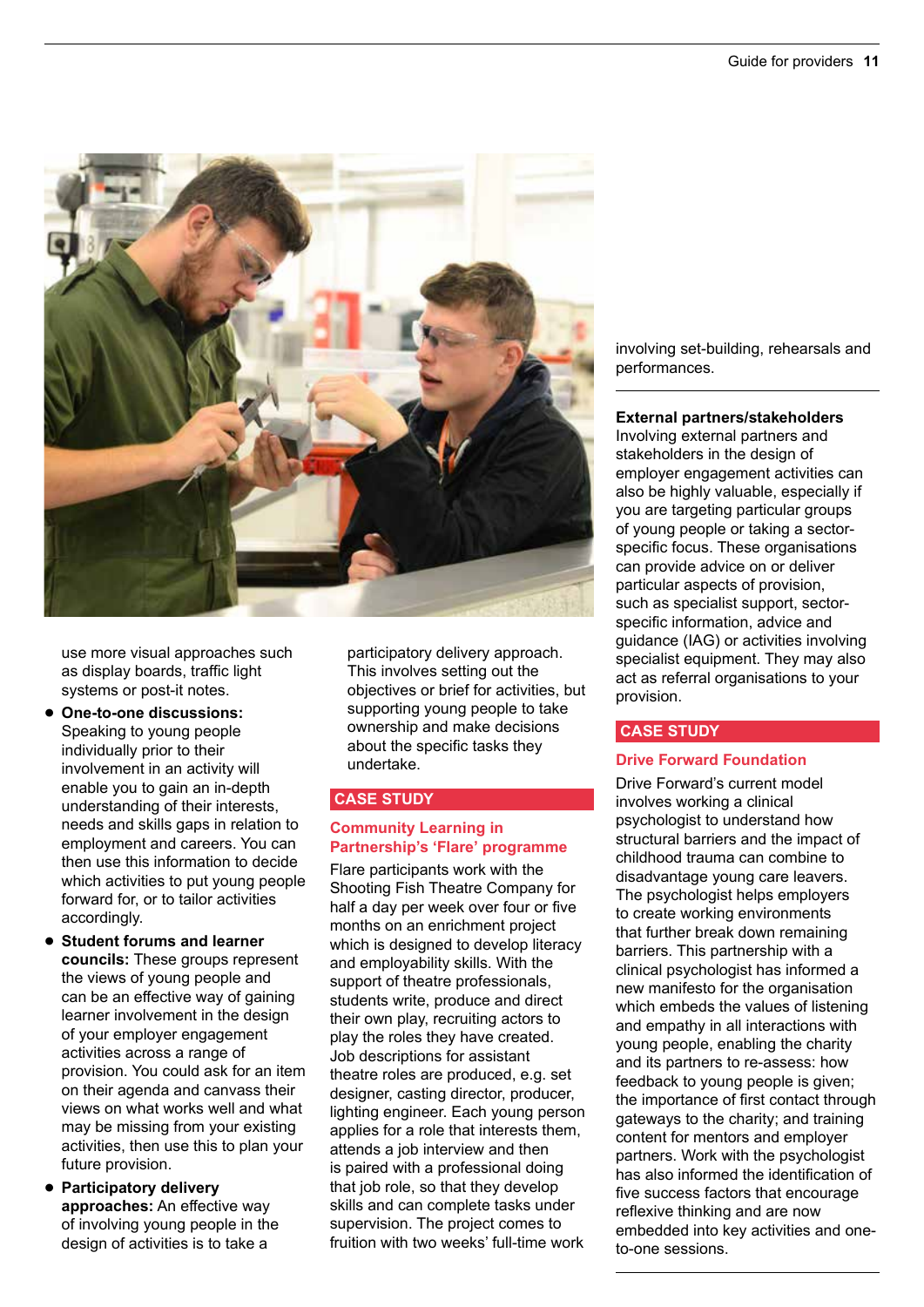use more visual approaches such as display boards, traffic light systems or post-it notes.

- **One-to-one discussions:** Speaking to young people individually prior to their involvement in an activity will enable you to gain an in-depth understanding of their interests, needs and skills gaps in relation to employment and careers. You can then use this information to decide which activities to put young people forward for, or to tailor activities accordingly.
- **Student forums and learner councils:** These groups represent the views of young people and can be an effective way of gaining learner involvement in the design of your employer engagement activities across a range of provision. You could ask for an item on their agenda and canvass their views on what works well and what may be missing from your existing activities, then use this to plan your future provision.
- **Participatory delivery approaches:** An effective way of involving young people in the design of activities is to take a participatory delivery approach. This involves setting out the objectives or brief for activities, but supporting young people to take ownership and make decisions about the specific tasks they undertake.

## CASE STUDY

### Community Learning in Partnership's 'Flare' programme

Flare participants work with the Shooting Fish Theatre Company for half a day per week over four or five months on an enrichment project which is designed to develop literacy and employability skills. With the support of theatre professionals, students write, produce and direct their own play, recruiting actors to play the roles they have created. Job descriptions for assistant theatre roles are produced, e.g. set designer, casting director, producer, lighting engineer. Each young person applies for a role that interests them, attends a job interview and then is paired with a professional doing that job role, so that they develop skills and can complete tasks under supervision. The project comes to fruition with two weeks' full-time work involving set-building, rehearsals and performances.

**External partners/stakeholders**

Involving external partners and stakeholders in the design of employer engagement activities can also be highly valuable, especially if you are targeting particular groups of young people or taking a sector-specific focus. These organisations can provide advice on or deliver particular aspects of provision, such as specialist support, sector-specific information, advice and guidance (IAG) or activities involving specialist equipment. They may also act as referral organisations to your provision.

## CASE STUDY

### Drive Forward Foundation

Drive Forward's current model involves working a clinical psychologist to understand how structural barriers and the impact of childhood trauma can combine to disadvantage young care leavers. The psychologist helps employers to create working environments that further break down remaining barriers. This partnership with a clinical psychologist has informed a new manifesto for the organisation which embeds the values of listening and empathy in all interactions with young people, enabling the charity and its partners to re-assess: how feedback to young people is given; the importance of first contact through gateways to the charity; and training content for mentors and employer partners. Work with the psychologist has also informed the identification of five success factors that encourage reflexive thinking and are now embedded into key activities and one-to-one sessions.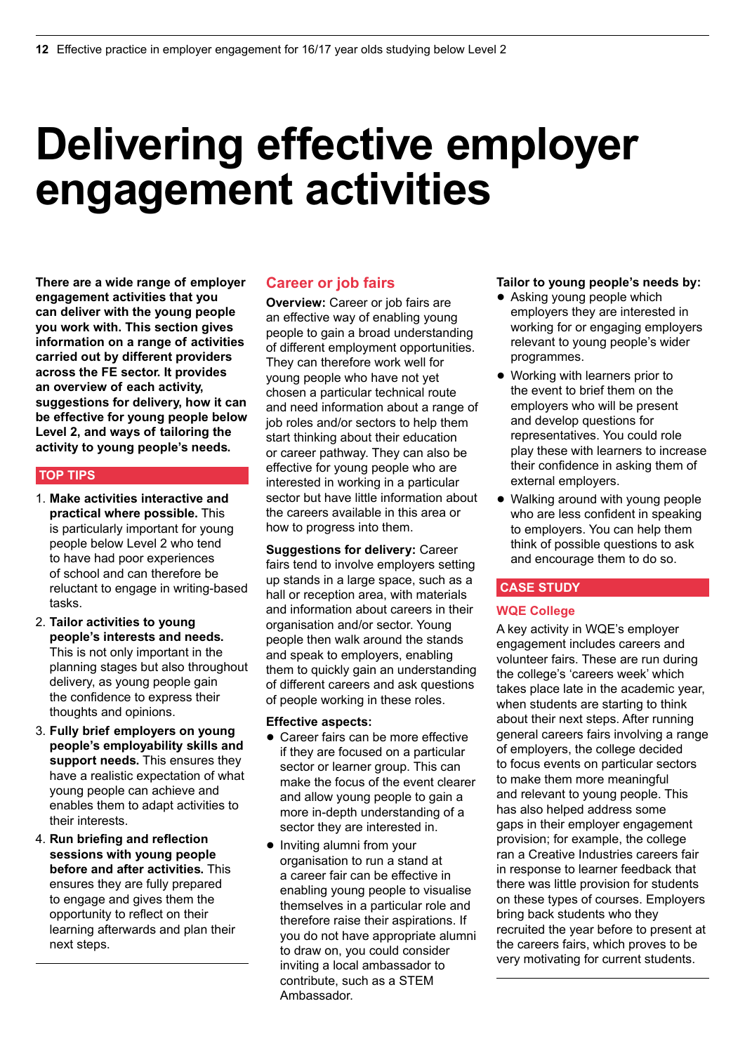# Delivering effective employer engagement activities

**There are a wide range of employer engagement activities that you can deliver with the young people you work with. This section gives information on a range of activities carried out by different providers across the FE sector. It provides an overview of each activity, suggestions for delivery, how it can be effective for young people below Level 2, and ways of tailoring the activity to young people's needs.**

## TOP TIPS

1. **Make activities interactive and practical where possible.** This is particularly important for young people below Level 2 who tend to have had poor experiences of school and can therefore be reluctant to engage in writing-based tasks.
2. **Tailor activities to young people's interests and needs.** This is not only important in the planning stages but also throughout delivery, as young people gain the confidence to express their thoughts and opinions.
3. **Fully brief employers on young people's employability skills and support needs.** This ensures they have a realistic expectation of what young people can achieve and enables them to adapt activities to their interests.
4. **Run briefing and reflection sessions with young people before and after activities.** This ensures they are fully prepared to engage and gives them the opportunity to reflect on their learning afterwards and plan their next steps.

## Career or job fairs

**Overview:** Career or job fairs are an effective way of enabling young people to gain a broad understanding of different employment opportunities. They can therefore work well for young people who have not yet chosen a particular technical route and need information about a range of job roles and/or sectors to help them start thinking about their education or career pathway. They can also be effective for young people who are interested in working in a particular sector but have little information about the careers available in this area or how to progress into them.

**Suggestions for delivery:** Career fairs tend to involve employers setting up stands in a large space, such as a hall or reception area, with materials and information about careers in their organisation and/or sector. Young people then walk around the stands and speak to employers, enabling them to quickly gain an understanding of different careers and ask questions of people working in these roles.

**Effective aspects:**

- Career fairs can be more effective if they are focused on a particular sector or learner group. This can make the focus of the event clearer and allow young people to gain a more in-depth understanding of a sector they are interested in.
- Inviting alumni from your organisation to run a stand at a career fair can be effective in enabling young people to visualise themselves in a particular role and therefore raise their aspirations. If you do not have appropriate alumni to draw on, you could consider inviting a local ambassador to contribute, such as a STEM Ambassador.

**Tailor to young people's needs by:**

- Asking young people which employers they are interested in working for or engaging employers relevant to young people's wider programmes.
- Working with learners prior to the event to brief them on the employers who will be present and develop questions for representatives. You could role play these with learners to increase their confidence in asking them of external employers.
- Walking around with young people who are less confident in speaking to employers. You can help them think of possible questions to ask and encourage them to do so.

## CASE STUDY

### WQE College

A key activity in WQE's employer engagement includes careers and volunteer fairs. These are run during the college's 'careers week' which takes place late in the academic year, when students are starting to think about their next steps. After running general careers fairs involving a range of employers, the college decided to focus events on particular sectors to make them more meaningful and relevant to young people. This has also helped address some gaps in their employer engagement provision; for example, the college ran a Creative Industries careers fair in response to learner feedback that there was little provision for students on these types of courses. Employers bring back students who they recruited the year before to present at the careers fairs, which proves to be very motivating for current students.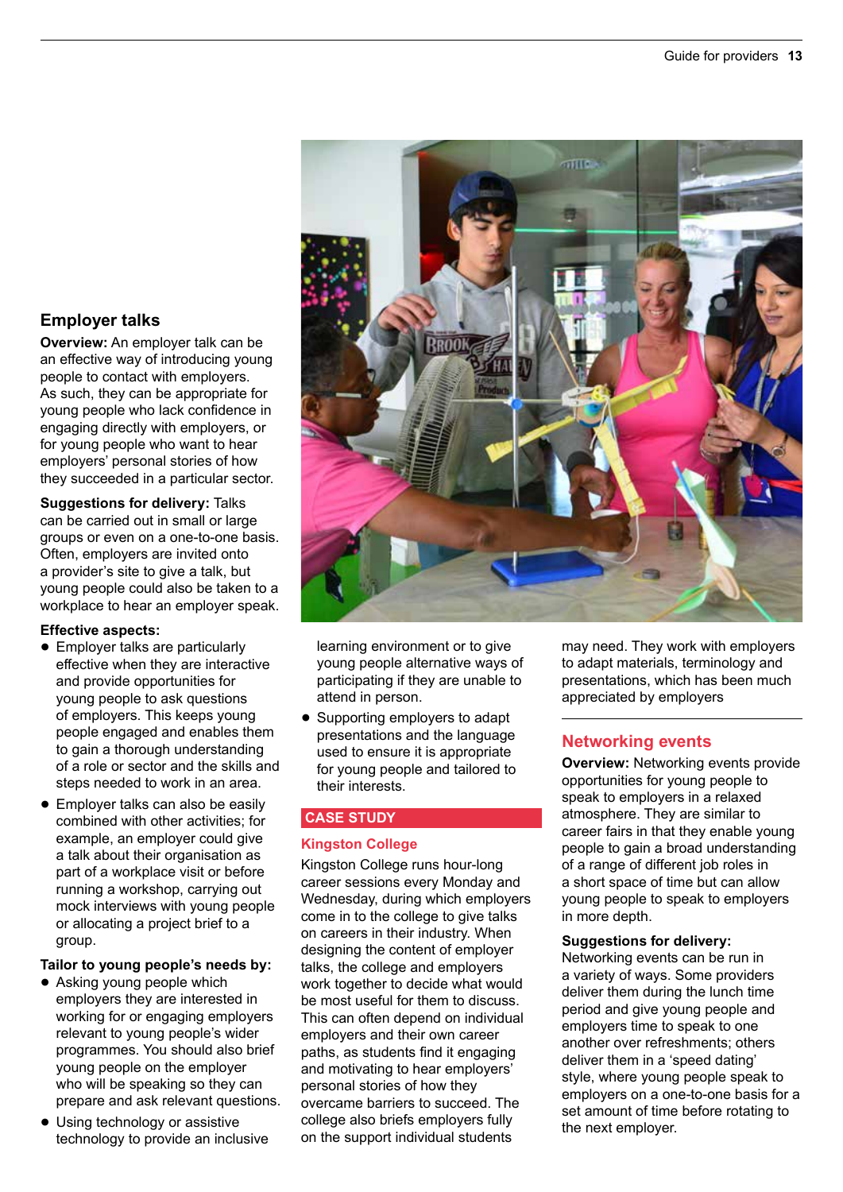## Employer talks

**Overview:** An employer talk can be an effective way of introducing young people to contact with employers. As such, they can be appropriate for young people who lack confidence in engaging directly with employers, or for young people who want to hear employers' personal stories of how they succeeded in a particular sector.

**Suggestions for delivery:** Talks can be carried out in small or large groups or even on a one-to-one basis. Often, employers are invited onto a provider's site to give a talk, but young people could also be taken to a workplace to hear an employer speak.

**Effective aspects:**

- Employer talks are particularly effective when they are interactive and provide opportunities for young people to ask questions of employers. This keeps young people engaged and enables them to gain a thorough understanding of a role or sector and the skills and steps needed to work in an area.
- Employer talks can also be easily combined with other activities; for example, an employer could give a talk about their organisation as part of a workplace visit or before running a workshop, carrying out mock interviews with young people or allocating a project brief to a group.

**Tailor to young people's needs by:**

- Asking young people which employers they are interested in working for or engaging employers relevant to young people's wider programmes. You should also brief young people on the employer who will be speaking so they can prepare and ask relevant questions.
- Using technology or assistive technology to provide an inclusive learning environment or to give young people alternative ways of participating if they are unable to attend in person.
- Supporting employers to adapt presentations and the language used to ensure it is appropriate for young people and tailored to their interests.

**CASE STUDY**

**Kingston College**

Kingston College runs hour-long career sessions every Monday and Wednesday, during which employers come in to the college to give talks on careers in their industry. When designing the content of employer talks, the college and employers work together to decide what would be most useful for them to discuss. This can often depend on individual employers and their own career paths, as students find it engaging and motivating to hear employers' personal stories of how they overcame barriers to succeed. The college also briefs employers fully on the support individual students may need. They work with employers to adapt materials, terminology and presentations, which has been much appreciated by employers

## Networking events

**Overview:** Networking events provide opportunities for young people to speak to employers in a relaxed atmosphere. They are similar to career fairs in that they enable young people to gain a broad understanding of a range of different job roles in a short space of time but can allow young people to speak to employers in more depth.

**Suggestions for delivery:** Networking events can be run in a variety of ways. Some providers deliver them during the lunch time period and give young people and employers time to speak to one another over refreshments; others deliver them in a 'speed dating' style, where young people speak to employers on a one-to-one basis for a set amount of time before rotating to the next employer.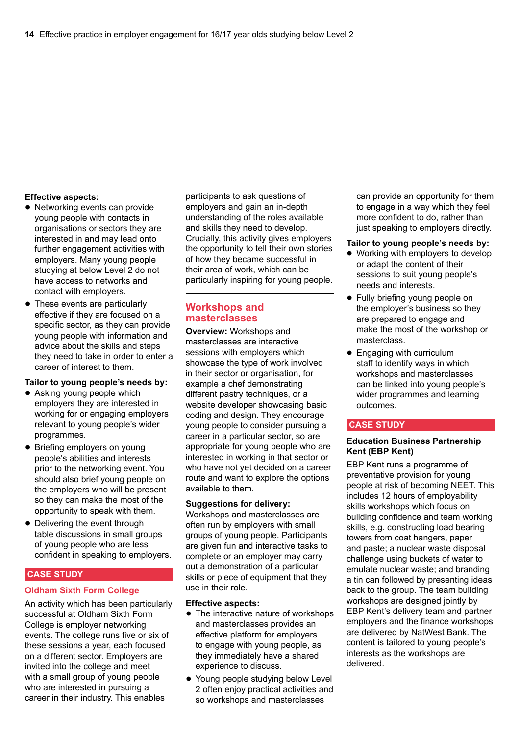**Effective aspects:**

- Networking events can provide young people with contacts in organisations or sectors they are interested in and may lead onto further engagement activities with employers. Many young people studying at below Level 2 do not have access to networks and contact with employers.
- These events are particularly effective if they are focused on a specific sector, as they can provide young people with information and advice about the skills and steps they need to take in order to enter a career of interest to them.

**Tailor to young people's needs by:**

- Asking young people which employers they are interested in working for or engaging employers relevant to young people's wider programmes.
- Briefing employers on young people's abilities and interests prior to the networking event. You should also brief young people on the employers who will be present so they can make the most of the opportunity to speak with them.
- Delivering the event through table discussions in small groups of young people who are less confident in speaking to employers.

**CASE STUDY**

**Oldham Sixth Form College**

An activity which has been particularly successful at Oldham Sixth Form College is employer networking events. The college runs five or six of these sessions a year, each focused on a different sector. Employers are invited into the college and meet with a small group of young people who are interested in pursuing a career in their industry. This enables participants to ask questions of employers and gain an in-depth understanding of the roles available and skills they need to develop. Crucially, this activity gives employers the opportunity to tell their own stories of how they became successful in their area of work, which can be particularly inspiring for young people.

## Workshops and masterclasses

**Overview:** Workshops and masterclasses are interactive sessions with employers which showcase the type of work involved in their sector or organisation, for example a chef demonstrating different pastry techniques, or a website developer showcasing basic coding and design. They encourage young people to consider pursuing a career in a particular sector, so are appropriate for young people who are interested in working in that sector or who have not yet decided on a career route and want to explore the options available to them.

**Suggestions for delivery:**

Workshops and masterclasses are often run by employers with small groups of young people. Participants are given fun and interactive tasks to complete or an employer may carry out a demonstration of a particular skills or piece of equipment that they use in their role.

**Effective aspects:**

- The interactive nature of workshops and masterclasses provides an effective platform for employers to engage with young people, as they immediately have a shared experience to discuss.
- Young people studying below Level 2 often enjoy practical activities and so workshops and masterclasses can provide an opportunity for them to engage in a way which they feel more confident to do, rather than just speaking to employers directly.

**Tailor to young people's needs by:**

- Working with employers to develop or adapt the content of their sessions to suit young people's needs and interests.
- Fully briefing young people on the employer's business so they are prepared to engage and make the most of the workshop or masterclass.
- Engaging with curriculum staff to identify ways in which workshops and masterclasses can be linked into young people's wider programmes and learning outcomes.

**CASE STUDY**

**Education Business Partnership Kent (EBP Kent)**

EBP Kent runs a programme of preventative provision for young people at risk of becoming NEET. This includes 12 hours of employability skills workshops which focus on building confidence and team working skills, e.g. constructing load bearing towers from coat hangers, paper and paste; a nuclear waste disposal challenge using buckets of water to emulate nuclear waste; and branding a tin can followed by presenting ideas back to the group. The team building workshops are designed jointly by EBP Kent's delivery team and partner employers and the finance workshops are delivered by NatWest Bank. The content is tailored to young people's interests as the workshops are delivered.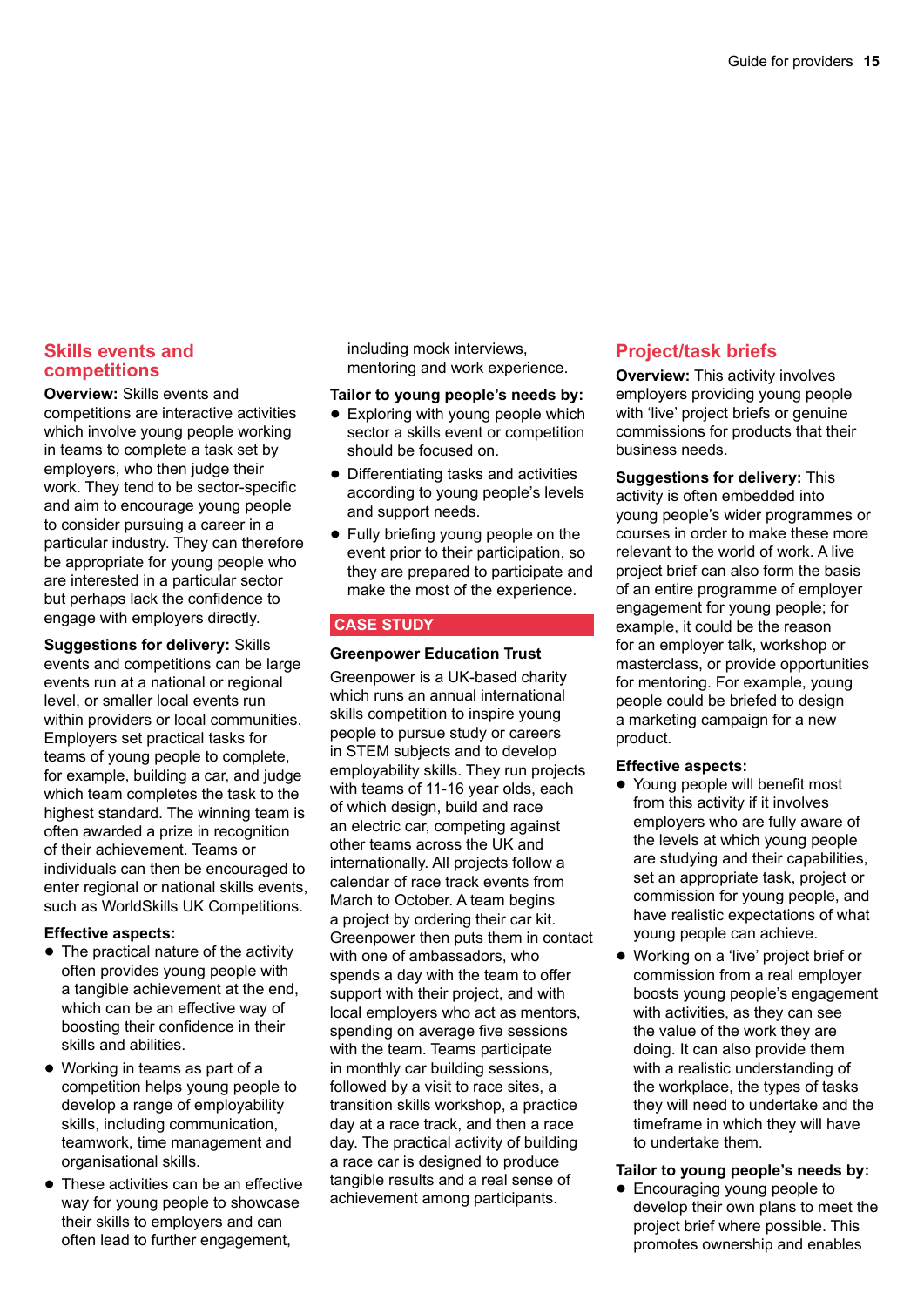## Skills events and competitions

**Overview:** Skills events and competitions are interactive activities which involve young people working in teams to complete a task set by employers, who then judge their work. They tend to be sector-specific and aim to encourage young people to consider pursuing a career in a particular industry. They can therefore be appropriate for young people who are interested in a particular sector but perhaps lack the confidence to engage with employers directly.

**Suggestions for delivery:** Skills events and competitions can be large events run at a national or regional level, or smaller local events run within providers or local communities. Employers set practical tasks for teams of young people to complete, for example, building a car, and judge which team completes the task to the highest standard. The winning team is often awarded a prize in recognition of their achievement. Teams or individuals can then be encouraged to enter regional or national skills events, such as WorldSkills UK Competitions.

**Effective aspects:**

- The practical nature of the activity often provides young people with a tangible achievement at the end, which can be an effective way of boosting their confidence in their skills and abilities.
- Working in teams as part of a competition helps young people to develop a range of employability skills, including communication, teamwork, time management and organisational skills.
- These activities can be an effective way for young people to showcase their skills to employers and can often lead to further engagement, including mock interviews, mentoring and work experience.

**Tailor to young people's needs by:**

- Exploring with young people which sector a skills event or competition should be focused on.
- Differentiating tasks and activities according to young people's levels and support needs.
- Fully briefing young people on the event prior to their participation, so they are prepared to participate and make the most of the experience.

### CASE STUDY

**Greenpower Education Trust**

Greenpower is a UK-based charity which runs an annual international skills competition to inspire young people to pursue study or careers in STEM subjects and to develop employability skills. They run projects with teams of 11-16 year olds, each of which design, build and race an electric car, competing against other teams across the UK and internationally. All projects follow a calendar of race track events from March to October. A team begins a project by ordering their car kit. Greenpower then puts them in contact with one of ambassadors, who spends a day with the team to offer support with their project, and with local employers who act as mentors, spending on average five sessions with the team. Teams participate in monthly car building sessions, followed by a visit to race sites, a transition skills workshop, a practice day at a race track, and then a race day. The practical activity of building a race car is designed to produce tangible results and a real sense of achievement among participants.

## Project/task briefs

**Overview:** This activity involves employers providing young people with 'live' project briefs or genuine commissions for products that their business needs.

**Suggestions for delivery:** This activity is often embedded into young people's wider programmes or courses in order to make these more relevant to the world of work. A live project brief can also form the basis of an entire programme of employer engagement for young people; for example, it could be the reason for an employer talk, workshop or masterclass, or provide opportunities for mentoring. For example, young people could be briefed to design a marketing campaign for a new product.

**Effective aspects:**

- Young people will benefit most from this activity if it involves employers who are fully aware of the levels at which young people are studying and their capabilities, set an appropriate task, project or commission for young people, and have realistic expectations of what young people can achieve.
- Working on a 'live' project brief or commission from a real employer boosts young people's engagement with activities, as they can see the value of the work they are doing. It can also provide them with a realistic understanding of the workplace, the types of tasks they will need to undertake and the timeframe in which they will have to undertake them.

**Tailor to young people's needs by:**

- Encouraging young people to develop their own plans to meet the project brief where possible. This promotes ownership and enables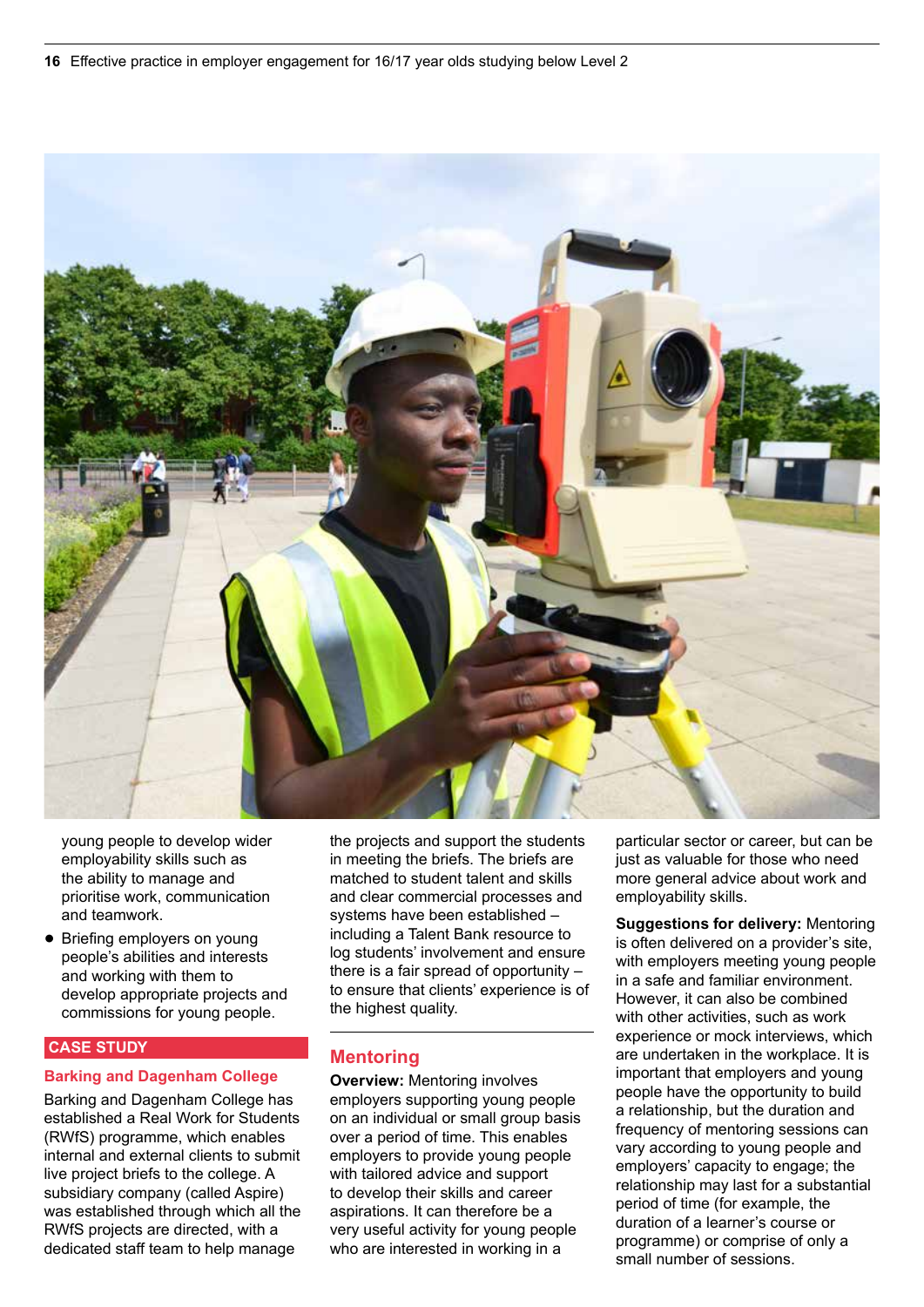young people to develop wider employability skills such as the ability to manage and prioritise work, communication and teamwork.

- Briefing employers on young people's abilities and interests and working with them to develop appropriate projects and commissions for young people.

## CASE STUDY

### Barking and Dagenham College

Barking and Dagenham College has established a Real Work for Students (RWfS) programme, which enables internal and external clients to submit live project briefs to the college. A subsidiary company (called Aspire) was established through which all the RWfS projects are directed, with a dedicated staff team to help manage the projects and support the students in meeting the briefs. The briefs are matched to student talent and skills and clear commercial processes and systems have been established – including a Talent Bank resource to log students' involvement and ensure there is a fair spread of opportunity – to ensure that clients' experience is of the highest quality.

## Mentoring

**Overview:** Mentoring involves employers supporting young people on an individual or small group basis over a period of time. This enables employers to provide young people with tailored advice and support to develop their skills and career aspirations. It can therefore be a very useful activity for young people who are interested in working in a particular sector or career, but can be just as valuable for those who need more general advice about work and employability skills.

**Suggestions for delivery:** Mentoring is often delivered on a provider's site, with employers meeting young people in a safe and familiar environment. However, it can also be combined with other activities, such as work experience or mock interviews, which are undertaken in the workplace. It is important that employers and young people have the opportunity to build a relationship, but the duration and frequency of mentoring sessions can vary according to young people and employers' capacity to engage; the relationship may last for a substantial period of time (for example, the duration of a learner's course or programme) or comprise of only a small number of sessions.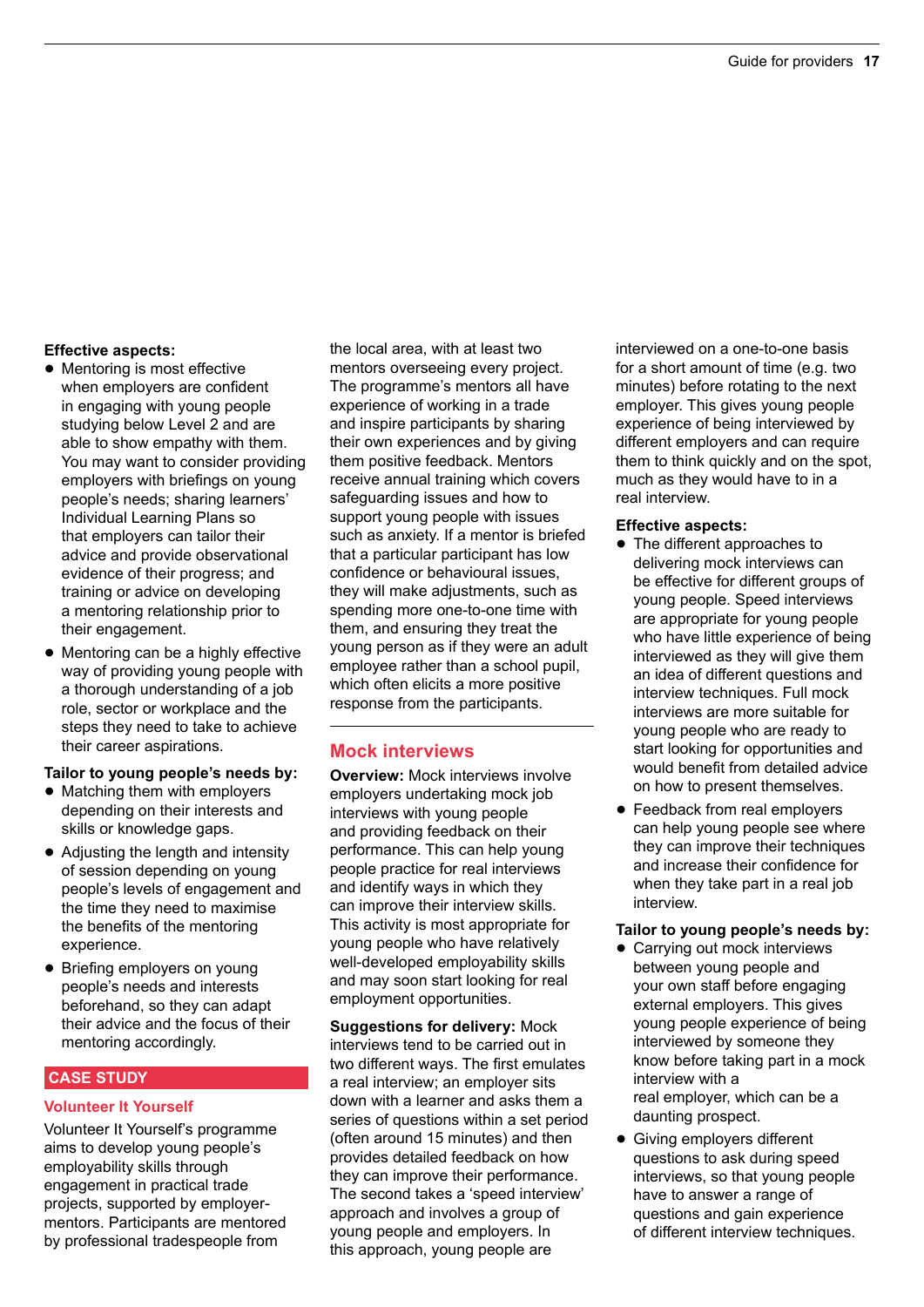**Effective aspects:**

- Mentoring is most effective when employers are confident in engaging with young people studying below Level 2 and are able to show empathy with them. You may want to consider providing employers with briefings on young people's needs; sharing learners' Individual Learning Plans so that employers can tailor their advice and provide observational evidence of their progress; and training or advice on developing a mentoring relationship prior to their engagement.
- Mentoring can be a highly effective way of providing young people with a thorough understanding of a job role, sector or workplace and the steps they need to take to achieve their career aspirations.

**Tailor to young people's needs by:**

- Matching them with employers depending on their interests and skills or knowledge gaps.
- Adjusting the length and intensity of session depending on young people's levels of engagement and the time they need to maximise the benefits of the mentoring experience.
- Briefing employers on young people's needs and interests beforehand, so they can adapt their advice and the focus of their mentoring accordingly.

**CASE STUDY**

**Volunteer It Yourself**

Volunteer It Yourself's programme aims to develop young people's employability skills through engagement in practical trade projects, supported by employer-mentors. Participants are mentored by professional tradespeople from the local area, with at least two mentors overseeing every project. The programme's mentors all have experience of working in a trade and inspire participants by sharing their own experiences and by giving them positive feedback. Mentors receive annual training which covers safeguarding issues and how to support young people with issues such as anxiety. If a mentor is briefed that a particular participant has low confidence or behavioural issues, they will make adjustments, such as spending more one-to-one time with them, and ensuring they treat the young person as if they were an adult employee rather than a school pupil, which often elicits a more positive response from the participants.

## Mock interviews

**Overview:** Mock interviews involve employers undertaking mock job interviews with young people and providing feedback on their performance. This can help young people practice for real interviews and identify ways in which they can improve their interview skills. This activity is most appropriate for young people who have relatively well-developed employability skills and may soon start looking for real employment opportunities.

**Suggestions for delivery:** Mock interviews tend to be carried out in two different ways. The first emulates a real interview; an employer sits down with a learner and asks them a series of questions within a set period (often around 15 minutes) and then provides detailed feedback on how they can improve their performance. The second takes a 'speed interview' approach and involves a group of young people and employers. In this approach, young people are interviewed on a one-to-one basis for a short amount of time (e.g. two minutes) before rotating to the next employer. This gives young people experience of being interviewed by different employers and can require them to think quickly and on the spot, much as they would have to in a real interview.

**Effective aspects:**

- The different approaches to delivering mock interviews can be effective for different groups of young people. Speed interviews are appropriate for young people who have little experience of being interviewed as they will give them an idea of different questions and interview techniques. Full mock interviews are more suitable for young people who are ready to start looking for opportunities and would benefit from detailed advice on how to present themselves.
- Feedback from real employers can help young people see where they can improve their techniques and increase their confidence for when they take part in a real job interview.

**Tailor to young people's needs by:**

- Carrying out mock interviews between young people and your own staff before engaging external employers. This gives young people experience of being interviewed by someone they know before taking part in a mock interview with a real employer, which can be a daunting prospect.
- Giving employers different questions to ask during speed interviews, so that young people have to answer a range of questions and gain experience of different interview techniques.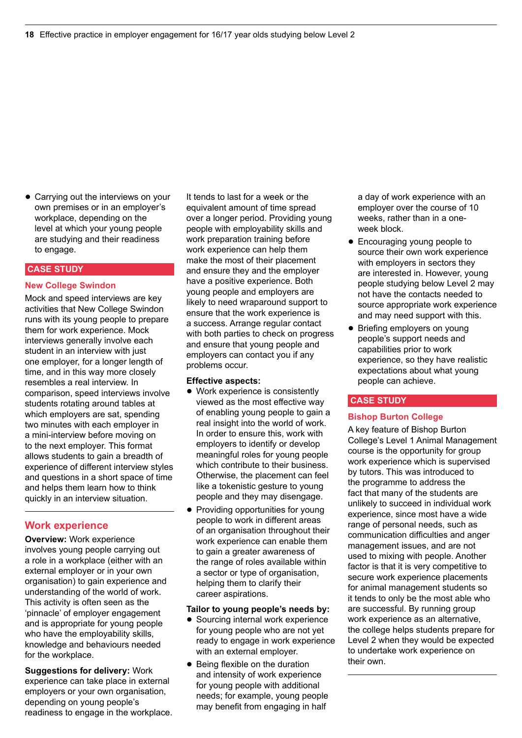- Carrying out the interviews on your own premises or in an employer's workplace, depending on the level at which your young people are studying and their readiness to engage.

**CASE STUDY**

**New College Swindon**

Mock and speed interviews are key activities that New College Swindon runs with its young people to prepare them for work experience. Mock interviews generally involve each student in an interview with just one employer, for a longer length of time, and in this way more closely resembles a real interview. In comparison, speed interviews involve students rotating around tables at which employers are sat, spending two minutes with each employer in a mini-interview before moving on to the next employer. This format allows students to gain a breadth of experience of different interview styles and questions in a short space of time and helps them learn how to think quickly in an interview situation.

## Work experience

**Overview:** Work experience involves young people carrying out a role in a workplace (either with an external employer or in your own organisation) to gain experience and understanding of the world of work. This activity is often seen as the 'pinnacle' of employer engagement and is appropriate for young people who have the employability skills, knowledge and behaviours needed for the workplace.

**Suggestions for delivery:** Work experience can take place in external employers or your own organisation, depending on young people's readiness to engage in the workplace. It tends to last for a week or the equivalent amount of time spread over a longer period. Providing young people with employability skills and work preparation training before work experience can help them make the most of their placement and ensure they and the employer have a positive experience. Both young people and employers are likely to need wraparound support to ensure that the work experience is a success. Arrange regular contact with both parties to check on progress and ensure that young people and employers can contact you if any problems occur.

**Effective aspects:**

- Work experience is consistently viewed as the most effective way of enabling young people to gain a real insight into the world of work. In order to ensure this, work with employers to identify or develop meaningful roles for young people which contribute to their business. Otherwise, the placement can feel like a tokenistic gesture to young people and they may disengage.
- Providing opportunities for young people to work in different areas of an organisation throughout their work experience can enable them to gain a greater awareness of the range of roles available within a sector or type of organisation, helping them to clarify their career aspirations.

**Tailor to young people's needs by:**

- Sourcing internal work experience for young people who are not yet ready to engage in work experience with an external employer.
- Being flexible on the duration and intensity of work experience for young people with additional needs; for example, young people may benefit from engaging in half a day of work experience with an employer over the course of 10 weeks, rather than in a one-week block.
- Encouraging young people to source their own work experience with employers in sectors they are interested in. However, young people studying below Level 2 may not have the contacts needed to source appropriate work experience and may need support with this.
- Briefing employers on young people's support needs and capabilities prior to work experience, so they have realistic expectations about what young people can achieve.

**CASE STUDY**

**Bishop Burton College**

A key feature of Bishop Burton College's Level 1 Animal Management course is the opportunity for group work experience which is supervised by tutors. This was introduced to the programme to address the fact that many of the students are unlikely to succeed in individual work experience, since most have a wide range of personal needs, such as communication difficulties and anger management issues, and are not used to mixing with people. Another factor is that it is very competitive to secure work experience placements for animal management students so it tends to only be the most able who are successful. By running group work experience as an alternative, the college helps students prepare for Level 2 when they would be expected to undertake work experience on their own.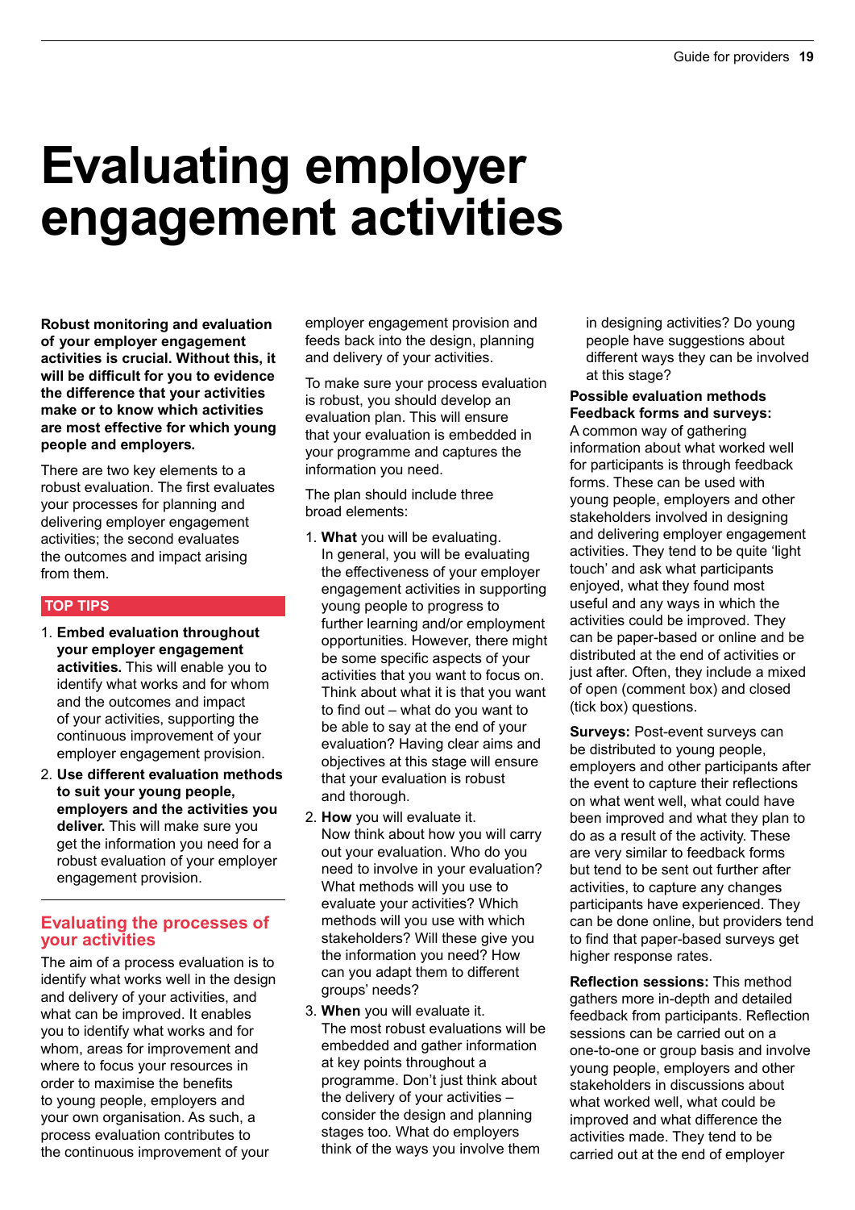# Evaluating employer engagement activities

**Robust monitoring and evaluation of your employer engagement activities is crucial. Without this, it will be difficult for you to evidence the difference that your activities make or to know which activities are most effective for which young people and employers.**

There are two key elements to a robust evaluation. The first evaluates your processes for planning and delivering employer engagement activities; the second evaluates the outcomes and impact arising from them.

**TOP TIPS**

1. **Embed evaluation throughout your employer engagement activities.** This will enable you to identify what works and for whom and the outcomes and impact of your activities, supporting the continuous improvement of your employer engagement provision.
2. **Use different evaluation methods to suit your young people, employers and the activities you deliver.** This will make sure you get the information you need for a robust evaluation of your employer engagement provision.

## Evaluating the processes of your activities

The aim of a process evaluation is to identify what works well in the design and delivery of your activities, and what can be improved. It enables you to identify what works and for whom, areas for improvement and where to focus your resources in order to maximise the benefits to young people, employers and your own organisation. As such, a process evaluation contributes to the continuous improvement of your employer engagement provision and feeds back into the design, planning and delivery of your activities.

To make sure your process evaluation is robust, you should develop an evaluation plan. This will ensure that your evaluation is embedded in your programme and captures the information you need.

The plan should include three broad elements:

1. **What** you will be evaluating.
   In general, you will be evaluating the effectiveness of your employer engagement activities in supporting young people to progress to further learning and/or employment opportunities. However, there might be some specific aspects of your activities that you want to focus on. Think about what it is that you want to find out – what do you want to be able to say at the end of your evaluation? Having clear aims and objectives at this stage will ensure that your evaluation is robust and thorough.
2. **How** you will evaluate it.
   Now think about how you will carry out your evaluation. Who do you need to involve in your evaluation? What methods will you use to evaluate your activities? Which methods will you use with which stakeholders? Will these give you the information you need? How can you adapt them to different groups' needs?
3. **When** you will evaluate it.
   The most robust evaluations will be embedded and gather information at key points throughout a programme. Don't just think about the delivery of your activities – consider the design and planning stages too. What do employers think of the ways you involve them in designing activities? Do young people have suggestions about different ways they can be involved at this stage?

**Possible evaluation methods**

**Feedback forms and surveys:** A common way of gathering information about what worked well for participants is through feedback forms. These can be used with young people, employers and other stakeholders involved in designing and delivering employer engagement activities. They tend to be quite 'light touch' and ask what participants enjoyed, what they found most useful and any ways in which the activities could be improved. They can be paper-based or online and be distributed at the end of activities or just after. Often, they include a mixed of open (comment box) and closed (tick box) questions.

**Surveys:** Post-event surveys can be distributed to young people, employers and other participants after the event to capture their reflections on what went well, what could have been improved and what they plan to do as a result of the activity. These are very similar to feedback forms but tend to be sent out further after activities, to capture any changes participants have experienced. They can be done online, but providers tend to find that paper-based surveys get higher response rates.

**Reflection sessions:** This method gathers more in-depth and detailed feedback from participants. Reflection sessions can be carried out on a one-to-one or group basis and involve young people, employers and other stakeholders in discussions about what worked well, what could be improved and what difference the activities made. They tend to be carried out at the end of employer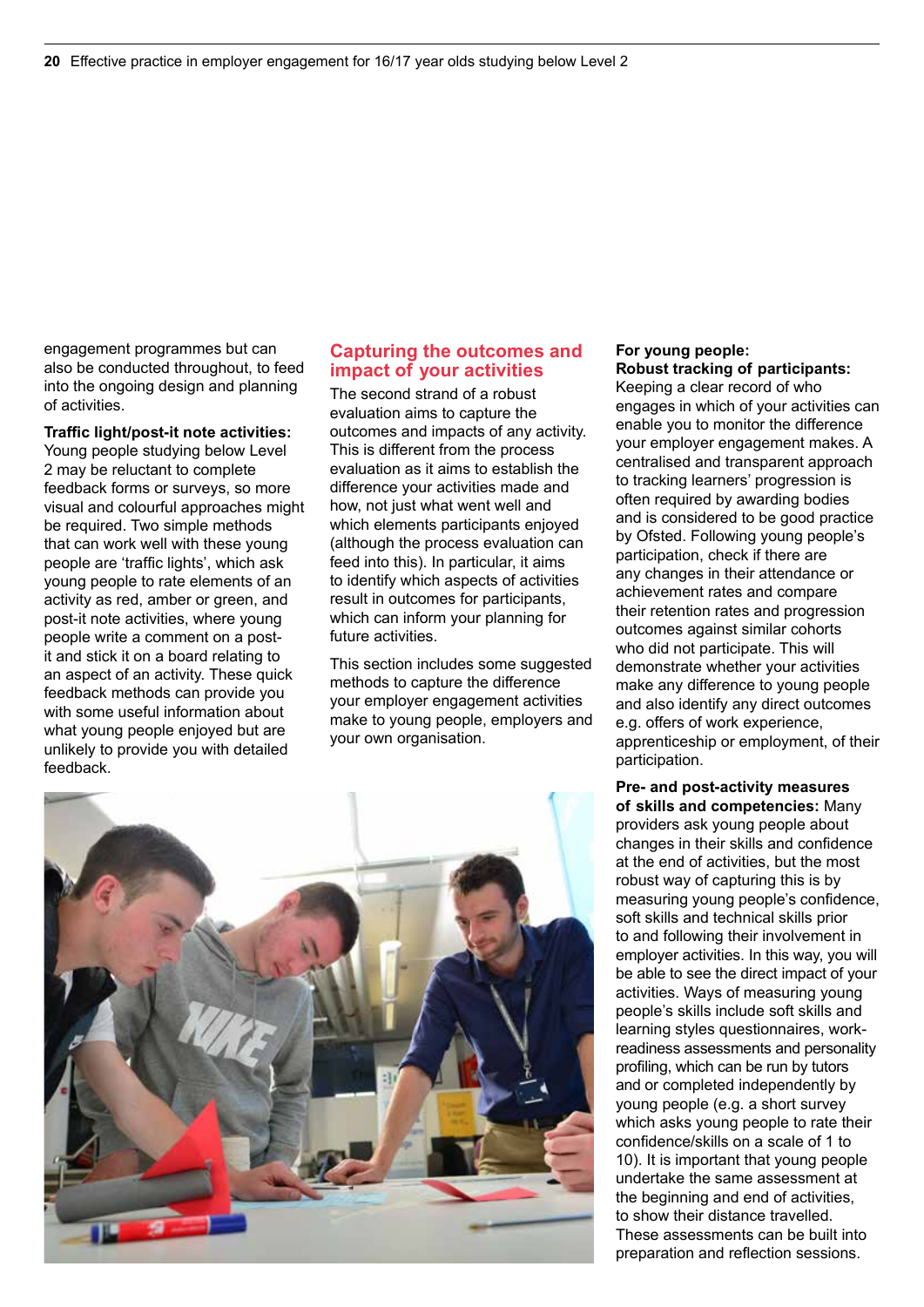engagement programmes but can also be conducted throughout, to feed into the ongoing design and planning of activities.

**Traffic light/post-it note activities:** Young people studying below Level 2 may be reluctant to complete feedback forms or surveys, so more visual and colourful approaches might be required. Two simple methods that can work well with these young people are 'traffic lights', which ask young people to rate elements of an activity as red, amber or green, and post-it note activities, where young people write a comment on a post-it and stick it on a board relating to an aspect of an activity. These quick feedback methods can provide you with some useful information about what young people enjoyed but are unlikely to provide you with detailed feedback.

## Capturing the outcomes and impact of your activities

The second strand of a robust evaluation aims to capture the outcomes and impacts of any activity. This is different from the process evaluation as it aims to establish the difference your activities made and how, not just what went well and which elements participants enjoyed (although the process evaluation can feed into this). In particular, it aims to identify which aspects of activities result in outcomes for participants, which can inform your planning for future activities.

This section includes some suggested methods to capture the difference your employer engagement activities make to young people, employers and your own organisation.

**For young people:**

**Robust tracking of participants:** Keeping a clear record of who engages in which of your activities can enable you to monitor the difference your employer engagement makes. A centralised and transparent approach to tracking learners' progression is often required by awarding bodies and is considered to be good practice by Ofsted. Following young people's participation, check if there are any changes in their attendance or achievement rates and compare their retention rates and progression outcomes against similar cohorts who did not participate. This will demonstrate whether your activities make any difference to young people and also identify any direct outcomes e.g. offers of work experience, apprenticeship or employment, of their participation.

**Pre- and post-activity measures of skills and competencies:** Many providers ask young people about changes in their skills and confidence at the end of activities, but the most robust way of capturing this is by measuring young people's confidence, soft skills and technical skills prior to and following their involvement in employer activities. In this way, you will be able to see the direct impact of your activities. Ways of measuring young people's skills include soft skills and learning styles questionnaires, work-readiness assessments and personality profiling, which can be run by tutors and or completed independently by young people (e.g. a short survey which asks young people to rate their confidence/skills on a scale of 1 to 10). It is important that young people undertake the same assessment at the beginning and end of activities, to show their distance travelled. These assessments can be built into preparation and reflection sessions.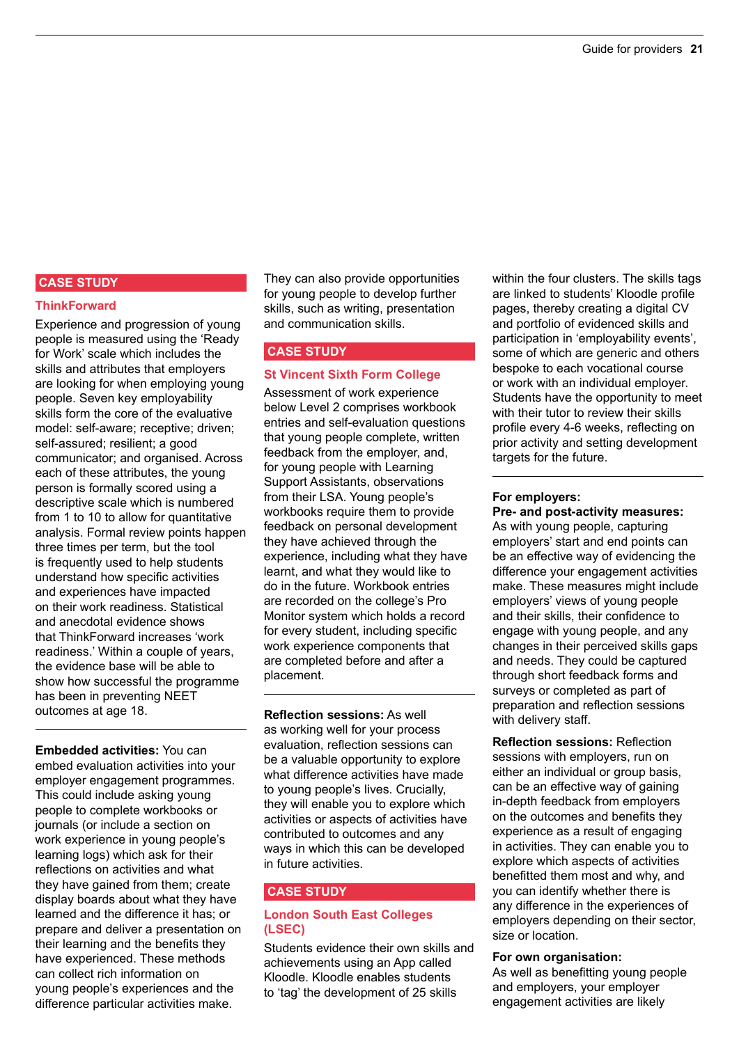**CASE STUDY**

**ThinkForward**

Experience and progression of young people is measured using the 'Ready for Work' scale which includes the skills and attributes that employers are looking for when employing young people. Seven key employability skills form the core of the evaluative model: self-aware; receptive; driven; self-assured; resilient; a good communicator; and organised. Across each of these attributes, the young person is formally scored using a descriptive scale which is numbered from 1 to 10 to allow for quantitative analysis. Formal review points happen three times per term, but the tool is frequently used to help students understand how specific activities and experiences have impacted on their work readiness. Statistical and anecdotal evidence shows that ThinkForward increases 'work readiness.' Within a couple of years, the evidence base will be able to show how successful the programme has been in preventing NEET outcomes at age 18.

---

**Embedded activities:** You can embed evaluation activities into your employer engagement programmes. This could include asking young people to complete workbooks or journals (or include a section on work experience in young people's learning logs) which ask for their reflections on activities and what they have gained from them; create display boards about what they have learned and the difference it has; or prepare and deliver a presentation on their learning and the benefits they have experienced. These methods can collect rich information on young people's experiences and the difference particular activities make. They can also provide opportunities for young people to develop further skills, such as writing, presentation and communication skills.

**CASE STUDY**

**St Vincent Sixth Form College**

Assessment of work experience below Level 2 comprises workbook entries and self-evaluation questions that young people complete, written feedback from the employer, and, for young people with Learning Support Assistants, observations from their LSA. Young people's workbooks require them to provide feedback on personal development they have achieved through the experience, including what they have learnt, and what they would like to do in the future. Workbook entries are recorded on the college's Pro Monitor system which holds a record for every student, including specific work experience components that are completed before and after a placement.

---

**Reflection sessions:** As well as working well for your process evaluation, reflection sessions can be a valuable opportunity to explore what difference activities have made to young people's lives. Crucially, they will enable you to explore which activities or aspects of activities have contributed to outcomes and any ways in which this can be developed in future activities.

**CASE STUDY**

**London South East Colleges (LSEC)**

Students evidence their own skills and achievements using an App called Kloodle. Kloodle enables students to 'tag' the development of 25 skills within the four clusters. The skills tags are linked to students' Kloodle profile pages, thereby creating a digital CV and portfolio of evidenced skills and participation in 'employability events', some of which are generic and others bespoke to each vocational course or work with an individual employer. Students have the opportunity to meet with their tutor to review their skills profile every 4-6 weeks, reflecting on prior activity and setting development targets for the future.

---

**For employers:**

**Pre- and post-activity measures:** As with young people, capturing employers' start and end points can be an effective way of evidencing the difference your engagement activities make. These measures might include employers' views of young people and their skills, their confidence to engage with young people, and any changes in their perceived skills gaps and needs. They could be captured through short feedback forms and surveys or completed as part of preparation and reflection sessions with delivery staff.

**Reflection sessions:** Reflection sessions with employers, run on either an individual or group basis, can be an effective way of gaining in-depth feedback from employers on the outcomes and benefits they experience as a result of engaging in activities. They can enable you to explore which aspects of activities benefitted them most and why, and you can identify whether there is any difference in the experiences of employers depending on their sector, size or location.

**For own organisation:**

As well as benefitting young people and employers, your employer engagement activities are likely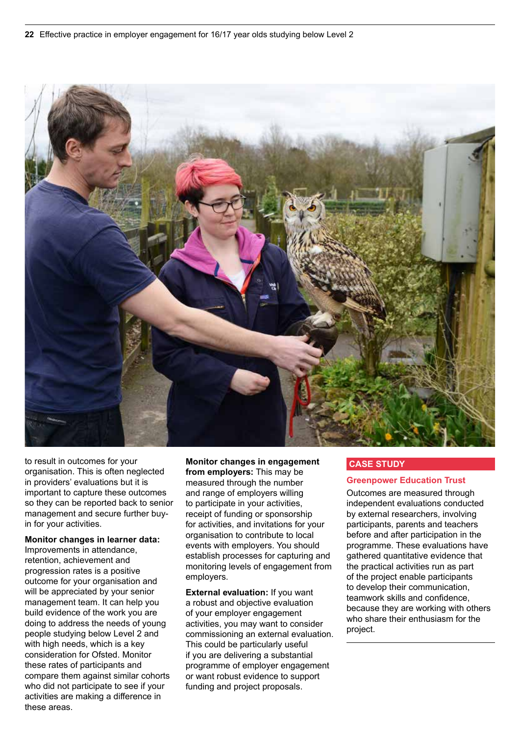to result in outcomes for your organisation. This is often neglected in providers' evaluations but it is important to capture these outcomes so they can be reported back to senior management and secure further buy-in for your activities.

**Monitor changes in learner data:** Improvements in attendance, retention, achievement and progression rates is a positive outcome for your organisation and will be appreciated by your senior management team. It can help you build evidence of the work you are doing to address the needs of young people studying below Level 2 and with high needs, which is a key consideration for Ofsted. Monitor these rates of participants and compare them against similar cohorts who did not participate to see if your activities are making a difference in these areas.

**Monitor changes in engagement from employers:** This may be measured through the number and range of employers willing to participate in your activities, receipt of funding or sponsorship for activities, and invitations for your organisation to contribute to local events with employers. You should establish processes for capturing and monitoring levels of engagement from employers.

**External evaluation:** If you want a robust and objective evaluation of your employer engagement activities, you may want to consider commissioning an external evaluation. This could be particularly useful if you are delivering a substantial programme of employer engagement or want robust evidence to support funding and project proposals.

## CASE STUDY

### Greenpower Education Trust

Outcomes are measured through independent evaluations conducted by external researchers, involving participants, parents and teachers before and after participation in the programme. These evaluations have gathered quantitative evidence that the practical activities run as part of the project enable participants to develop their communication, teamwork skills and confidence, because they are working with others who share their enthusiasm for the project.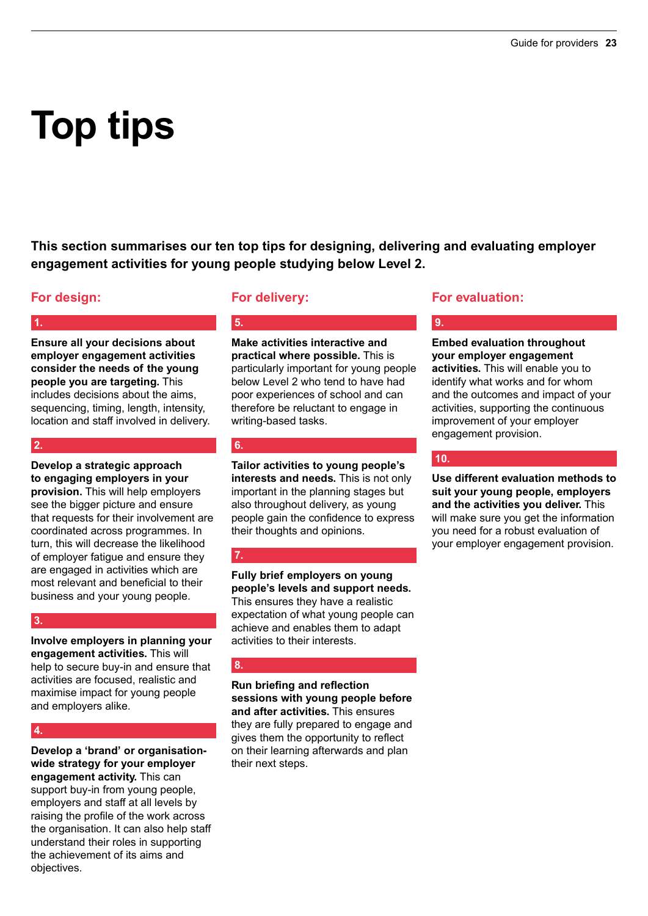# Top tips

**This section summarises our ten top tips for designing, delivering and evaluating employer engagement activities for young people studying below Level 2.**

## For design:

### 1.

**Ensure all your decisions about employer engagement activities consider the needs of the young people you are targeting.** This includes decisions about the aims, sequencing, timing, length, intensity, location and staff involved in delivery.

### 2.

**Develop a strategic approach to engaging employers in your provision.** This will help employers see the bigger picture and ensure that requests for their involvement are coordinated across programmes. In turn, this will decrease the likelihood of employer fatigue and ensure they are engaged in activities which are most relevant and beneficial to their business and your young people.

### 3.

**Involve employers in planning your engagement activities.** This will help to secure buy-in and ensure that activities are focused, realistic and maximise impact for young people and employers alike.

### 4.

**Develop a 'brand' or organisation-wide strategy for your employer engagement activity.** This can support buy-in from young people, employers and staff at all levels by raising the profile of the work across the organisation. It can also help staff understand their roles in supporting the achievement of its aims and objectives.

## For delivery:

### 5.

**Make activities interactive and practical where possible.** This is particularly important for young people below Level 2 who tend to have had poor experiences of school and can therefore be reluctant to engage in writing-based tasks.

### 6.

**Tailor activities to young people's interests and needs.** This is not only important in the planning stages but also throughout delivery, as young people gain the confidence to express their thoughts and opinions.

### 7.

**Fully brief employers on young people's levels and support needs.** This ensures they have a realistic expectation of what young people can achieve and enables them to adapt activities to their interests.

### 8.

**Run briefing and reflection sessions with young people before and after activities.** This ensures they are fully prepared to engage and gives them the opportunity to reflect on their learning afterwards and plan their next steps.

## For evaluation:

### 9.

**Embed evaluation throughout your employer engagement activities.** This will enable you to identify what works and for whom and the outcomes and impact of your activities, supporting the continuous improvement of your employer engagement provision.

### 10.

**Use different evaluation methods to suit your young people, employers and the activities you deliver.** This will make sure you get the information you need for a robust evaluation of your employer engagement provision.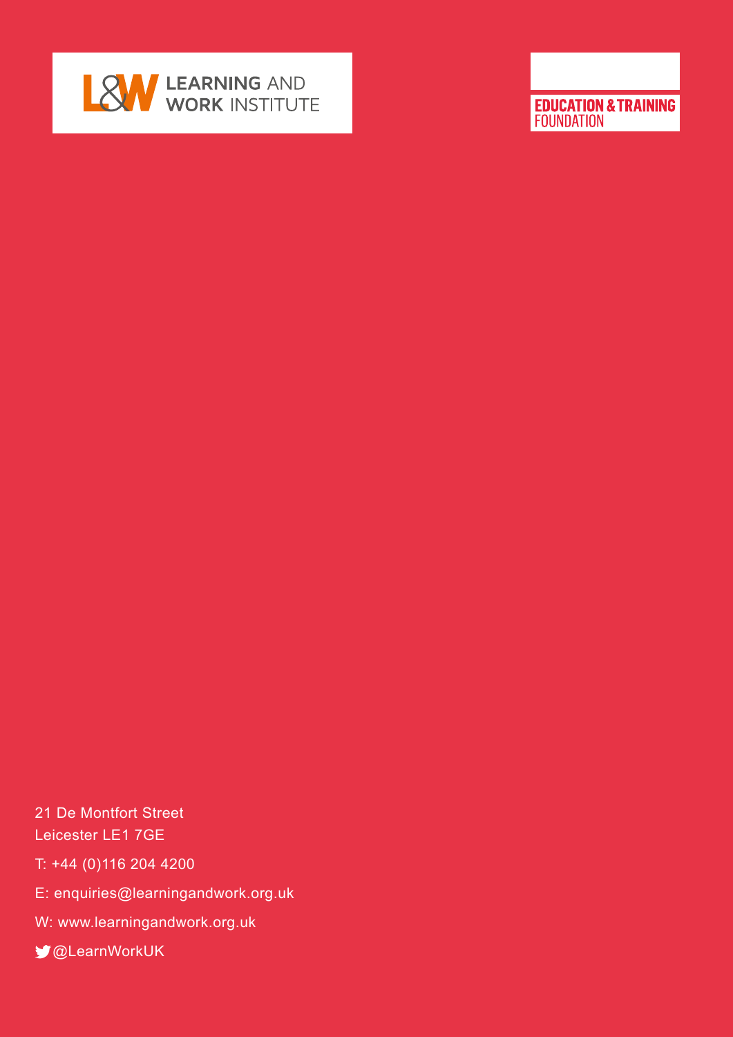LEARNING AND WORK INSTITUTE

EDUCATION & TRAINING FOUNDATION

21 De Montfort Street
Leicester LE1 7GE

T: +44 (0)116 204 4200

E: enquiries@learningandwork.org.uk

W: www.learningandwork.org.uk

@LearnWorkUK